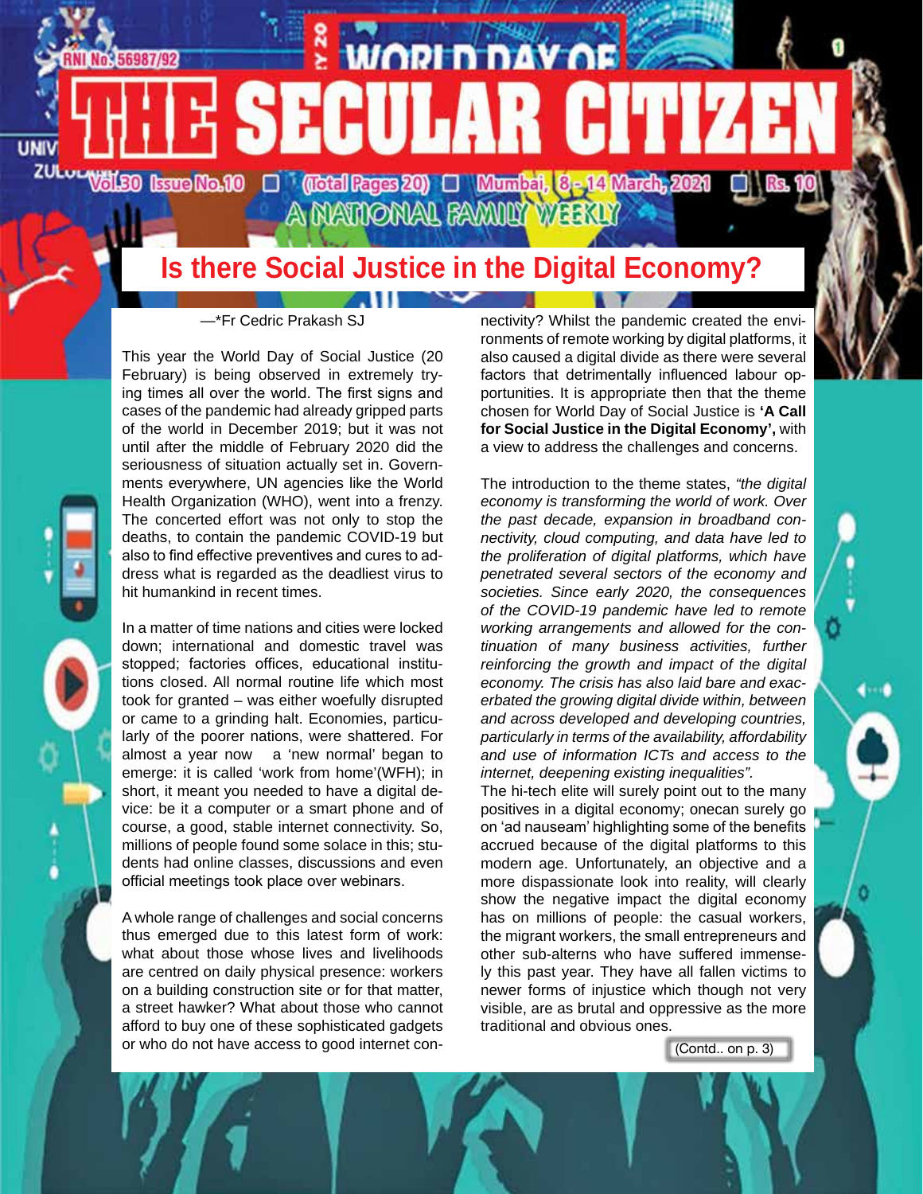# THE SECULAR CITIZEN

RNI No. 56987/92

Vol.30 Issue No.10 ■ (Total Pages 20) ■ Mumbai, 8-14 March, 2021 ■ Rs. 10

A NATIONAL FAMILY WEEKLY

## Is there Social Justice in the Digital Economy?

—*Fr Cedric Prakash SJ

This year the World Day of Social Justice (20 February) is being observed in extremely trying times all over the world. The first signs and cases of the pandemic had already gripped parts of the world in December 2019; but it was not until after the middle of February 2020 did the seriousness of situation actually set in. Governments everywhere, UN agencies like the World Health Organization (WHO), went into a frenzy. The concerted effort was not only to stop the deaths, to contain the pandemic COVID-19 but also to find effective preventives and cures to address what is regarded as the deadliest virus to hit humankind in recent times.

In a matter of time nations and cities were locked down; international and domestic travel was stopped; factories offices, educational institutions closed. All normal routine life which most took for granted – was either woefully disrupted or came to a grinding halt. Economies, particularly of the poorer nations, were shattered. For almost a year now a 'new normal' began to emerge: it is called 'work from home'(WFH); in short, it meant you needed to have a digital device: be it a computer or a smart phone and of course, a good, stable internet connectivity. So, millions of people found some solace in this; students had online classes, discussions and even official meetings took place over webinars.

A whole range of challenges and social concerns thus emerged due to this latest form of work: what about those whose lives and livelihoods are centred on daily physical presence: workers on a building construction site or for that matter, a street hawker? What about those who cannot afford to buy one of these sophisticated gadgets or who do not have access to good internet connectivity? Whilst the pandemic created the environments of remote working by digital platforms, it also caused a digital divide as there were several factors that detrimentally influenced labour opportunities. It is appropriate then that the theme chosen for World Day of Social Justice is **'A Call for Social Justice in the Digital Economy',** with a view to address the challenges and concerns.

The introduction to the theme states, *"the digital economy is transforming the world of work. Over the past decade, expansion in broadband connectivity, cloud computing, and data have led to the proliferation of digital platforms, which have penetrated several sectors of the economy and societies. Since early 2020, the consequences of the COVID-19 pandemic have led to remote working arrangements and allowed for the continuation of many business activities, further reinforcing the growth and impact of the digital economy. The crisis has also laid bare and exacerbated the growing digital divide within, between and across developed and developing countries, particularly in terms of the availability, affordability and use of information ICTs and access to the internet, deepening existing inequalities".*

The hi-tech elite will surely point out to the many positives in a digital economy; onecan surely go on 'ad nauseam' highlighting some of the benefits accrued because of the digital platforms to this modern age. Unfortunately, an objective and a more dispassionate look into reality, will clearly show the negative impact the digital economy has on millions of people: the casual workers, the migrant workers, the small entrepreneurs and other sub-alterns who have suffered immensely this past year. They have all fallen victims to newer forms of injustice which though not very visible, are as brutal and oppressive as the more traditional and obvious ones.

(Contd.. on p. 3)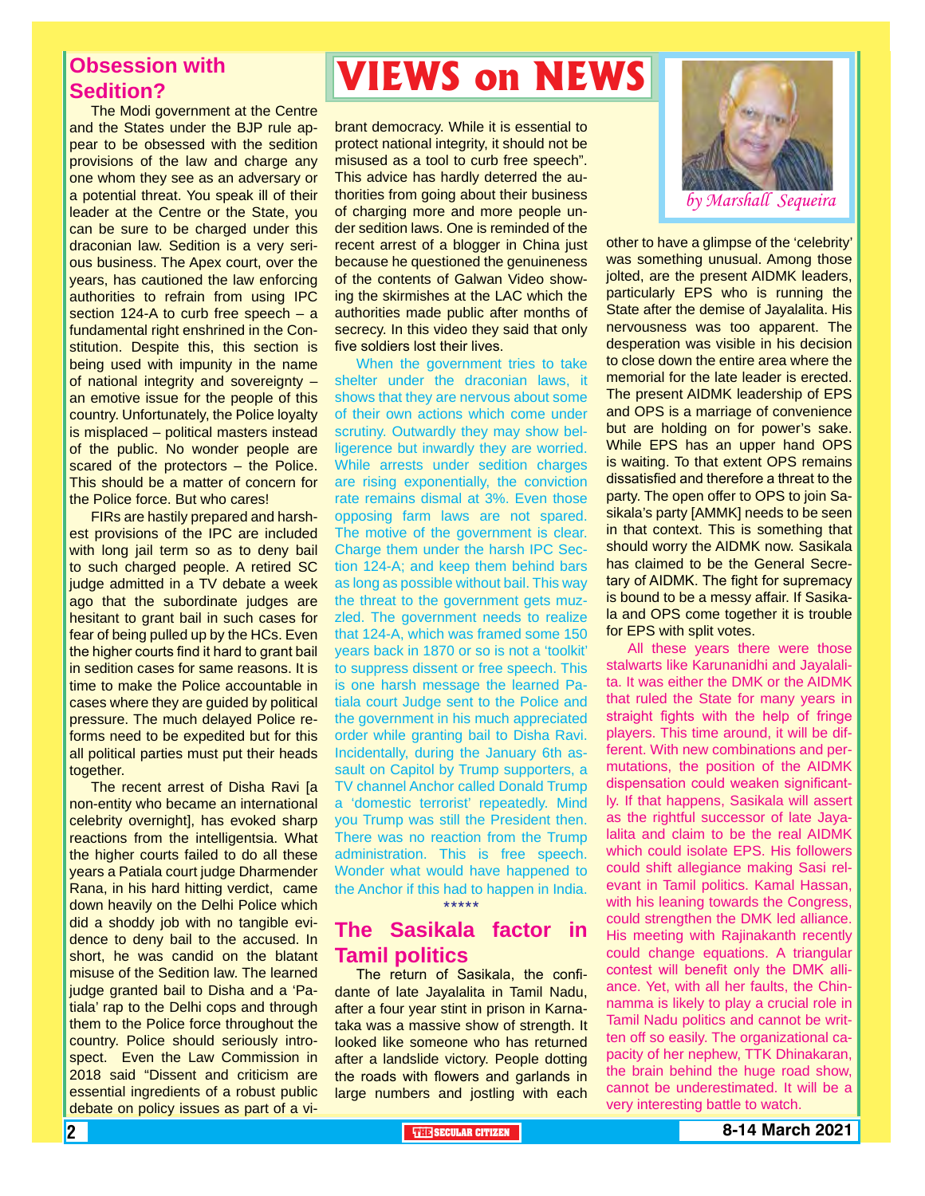# VIEWS on NEWS

*by Marshall Sequeira*

## Obsession with Sedition?

The Modi government at the Centre and the States under the BJP rule appear to be obsessed with the sedition provisions of the law and charge any one whom they see as an adversary or a potential threat. You speak ill of their leader at the Centre or the State, you can be sure to be charged under this draconian law. Sedition is a very serious business. The Apex court, over the years, has cautioned the law enforcing authorities to refrain from using IPC section 124-A to curb free speech – a fundamental right enshrined in the Constitution. Despite this, this section is being used with impunity in the name of national integrity and sovereignty – an emotive issue for the people of this country. Unfortunately, the Police loyalty is misplaced – political masters instead of the public. No wonder people are scared of the protectors – the Police. This should be a matter of concern for the Police force. But who cares!

FIRs are hastily prepared and harshest provisions of the IPC are included with long jail term so as to deny bail to such charged people. A retired SC judge admitted in a TV debate a week ago that the subordinate judges are hesitant to grant bail in such cases for fear of being pulled up by the HCs. Even the higher courts find it hard to grant bail in sedition cases for same reasons. It is time to make the Police accountable in cases where they are guided by political pressure. The much delayed Police reforms need to be expedited but for this all political parties must put their heads together.

The recent arrest of Disha Ravi [a non-entity who became an international celebrity overnight], has evoked sharp reactions from the intelligentsia. What the higher courts failed to do all these years a Patiala court judge Dharmender Rana, in his hard hitting verdict, came down heavily on the Delhi Police which did a shoddy job with no tangible evidence to deny bail to the accused. In short, he was candid on the blatant misuse of the Sedition law. The learned judge granted bail to Disha and a 'Patiala' rap to the Delhi cops and through them to the Police force throughout the country. Police should seriously introspect. Even the Law Commission in 2018 said "Dissent and criticism are essential ingredients of a robust public debate on policy issues as part of a vibrant democracy. While it is essential to protect national integrity, it should not be misused as a tool to curb free speech". This advice has hardly deterred the authorities from going about their business of charging more and more people under sedition laws. One is reminded of the recent arrest of a blogger in China just because he questioned the genuineness of the contents of Galwan Video showing the skirmishes at the LAC which the authorities made public after months of secrecy. In this video they said that only five soldiers lost their lives.

When the government tries to take shelter under the draconian laws, it shows that they are nervous about some of their own actions which come under scrutiny. Outwardly they may show belligerence but inwardly they are worried. While arrests under sedition charges are rising exponentially, the conviction rate remains dismal at 3%. Even those opposing farm laws are not spared. The motive of the government is clear. Charge them under the harsh IPC Section 124-A; and keep them behind bars as long as possible without bail. This way the threat to the government gets muzzled. The government needs to realize that 124-A, which was framed some 150 years back in 1870 or so is not a 'toolkit' to suppress dissent or free speech. This is one harsh message the learned Patiala court Judge sent to the Police and the government in his much appreciated order while granting bail to Disha Ravi. Incidentally, during the January 6th assault on Capitol by Trump supporters, a TV channel Anchor called Donald Trump a 'domestic terrorist' repeatedly. Mind you Trump was still the President then. There was no reaction from the Trump administration. This is free speech. Wonder what would have happened to the Anchor if this had to happen in India.

*****

## The Sasikala factor in Tamil politics

The return of Sasikala, the confidante of late Jayalalita in Tamil Nadu, after a four year stint in prison in Karnataka was a massive show of strength. It looked like someone who has returned after a landslide victory. People dotting the roads with flowers and garlands in large numbers and jostling with each other to have a glimpse of the 'celebrity' was something unusual. Among those jolted, are the present AIDMK leaders, particularly EPS who is running the State after the demise of Jayalalita. His nervousness was too apparent. The desperation was visible in his decision to close down the entire area where the memorial for the late leader is erected. The present AIDMK leadership of EPS and OPS is a marriage of convenience but are holding on for power's sake. While EPS has an upper hand OPS is waiting. To that extent OPS remains dissatisfied and therefore a threat to the party. The open offer to OPS to join Sasikala's party [AMMK] needs to be seen in that context. This is something that should worry the AIDMK now. Sasikala has claimed to be the General Secretary of AIDMK. The fight for supremacy is bound to be a messy affair. If Sasikala and OPS come together it is trouble for EPS with split votes.

All these years there were those stalwarts like Karunanidhi and Jayalalita. It was either the DMK or the AIDMK that ruled the State for many years in straight fights with the help of fringe players. This time around, it will be different. With new combinations and permutations, the position of the AIDMK dispensation could weaken significantly. If that happens, Sasikala will assert as the rightful successor of late Jayalalita and claim to be the real AIDMK which could isolate EPS. His followers could shift allegiance making Sasi relevant in Tamil politics. Kamal Hassan, with his leaning towards the Congress, could strengthen the DMK led alliance. His meeting with Rajinakanth recently could change equations. A triangular contest will benefit only the DMK alliance. Yet, with all her faults, the Chinnamma is likely to play a crucial role in Tamil Nadu politics and cannot be written off so easily. The organizational capacity of her nephew, TTK Dhinakaran, the brain behind the huge road show, cannot be underestimated. It will be a very interesting battle to watch.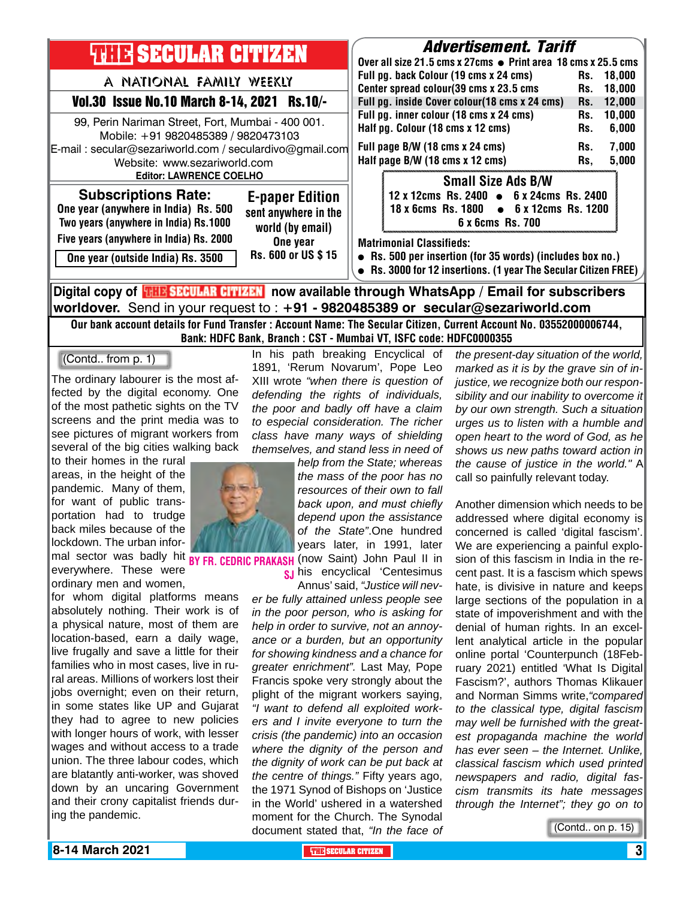# THE SECULAR CITIZEN

A NATIONAL FAMILY WEEKLY

**Vol.30 Issue No.10 March 8-14, 2021 Rs.10/-**

99, Perin Nariman Street, Fort, Mumbai - 400 001.
Mobile: +91 9820485389 / 9820473103
E-mail : secular@sezariworld.com / seculardivo@gmail.com
Website: www.sezariworld.com
**Editor: LAWRENCE COELHO**

**Subscriptions Rate:**
One year (anywhere in India) Rs. 500
Two years (anywhere in India) Rs.1000
Five years (anywhere in India) Rs. 2000
One year (outside India) Rs. 3500

**E-paper Edition**
sent anywhere in the world (by email)
One year
Rs. 600 or US $ 15

## Advertisement. Tariff

Over all size 21.5 cms x 27cms • Print area 18 cms x 25.5 cms

| | | |
|---|---|---|
| Full pg. back Colour (19 cms x 24 cms) | Rs. | 18,000 |
| Center spread colour(39 cms x 23.5 cms | Rs. | 18,000 |
| Full pg. inside Cover colour(18 cms x 24 cms) | Rs. | 12,000 |
| Full pg. inner colour (18 cms x 24 cms) | Rs. | 10,000 |
| Half pg. Colour (18 cms x 12 cms) | Rs. | 6,000 |
| Full page B/W (18 cms x 24 cms) | Rs. | 7,000 |
| Half page B/W (18 cms x 12 cms) | Rs, | 5,000 |

**Small Size Ads B/W**
12 x 12cms Rs. 2400 • 6 x 24cms Rs. 2400
18 x 6cms Rs. 1800 • 6 x 12cms Rs. 1200
6 x 6cms Rs. 700

**Matrimonial Classifieds:**
- Rs. 500 per insertion (for 35 words) (includes box no.)
- Rs. 3000 for 12 insertions. (1 year The Secular Citizen FREE)

**Digital copy of THE SECULAR CITIZEN now available through WhatsApp / Email for subscribers worldover.** Send in your request to : **+91 - 9820485389 or secular@sezariworld.com**

**Our bank account details for Fund Transfer : Account Name: The Secular Citizen, Current Account No. 03552000006744, Bank: HDFC Bank, Branch : CST - Mumbai VT, ISFC code: HDFC0000355**

---

(Contd.. from p. 1)

**BY FR. CEDRIC PRAKASH SJ**

The ordinary labourer is the most affected by the digital economy. One of the most pathetic sights on the TV screens and the print media was to see pictures of migrant workers from several of the big cities walking back to their homes in the rural areas, in the height of the pandemic. Many of them, for want of public transportation had to trudge back miles because of the lockdown. The urban informal sector was badly hit everywhere. These were ordinary men and women, for whom digital platforms means absolutely nothing. Their work is of a physical nature, most of them are location-based, earn a daily wage, live frugally and save a little for their families who in most cases, live in rural areas. Millions of workers lost their jobs overnight; even on their return, in some states like UP and Gujarat they had to agree to new policies with longer hours of work, with lesser wages and without access to a trade union. The three labour codes, which are blatantly anti-worker, was shoved down by an uncaring Government and their crony capitalist friends during the pandemic.

In his path breaking Encyclical of 1891, 'Rerum Novarum', Pope Leo XIII wrote *"when there is question of defending the rights of individuals, the poor and badly off have a claim to especial consideration. The richer class have many ways of shielding themselves, and stand less in need of help from the State; whereas the mass of the poor has no resources of their own to fall back upon, and must chiefly depend upon the assistance of the State"*.One hundred years later, in 1991, later (now Saint) John Paul II in his encyclical 'Centesimus Annus' said, *"Justice will never be fully attained unless people see in the poor person, who is asking for help in order to survive, not an annoyance or a burden, but an opportunity for showing kindness and a chance for greater enrichment"*. Last May, Pope Francis spoke very strongly about the plight of the migrant workers saying, *"I want to defend all exploited workers and I invite everyone to turn the crisis (the pandemic) into an occasion where the dignity of the person and the dignity of work can be put back at the centre of things."* Fifty years ago, the 1971 Synod of Bishops on 'Justice in the World' ushered in a watershed moment for the Church. The Synodal document stated that, *"In the face of the present-day situation of the world, marked as it is by the grave sin of injustice, we recognize both our responsibility and our inability to overcome it by our own strength. Such a situation urges us to listen with a humble and open heart to the word of God, as he shows us new paths toward action in the cause of justice in the world."* A call so painfully relevant today.

Another dimension which needs to be addressed where digital economy is concerned is called 'digital fascism'. We are experiencing a painful explosion of this fascism in India in the recent past. It is a fascism which spews hate, is divisive in nature and keeps large sections of the population in a state of impoverishment and with the denial of human rights. In an excellent analytical article in the popular online portal 'Counterpunch (18February 2021) entitled 'What Is Digital Fascism?', authors Thomas Klikauer and Norman Simms write,*"compared to the classical type, digital fascism may well be furnished with the greatest propaganda machine the world has ever seen – the Internet. Unlike, classical fascism which used printed newspapers and radio, digital fascism transmits its hate messages through the Internet"; they go on to*

(Contd.. on p. 15)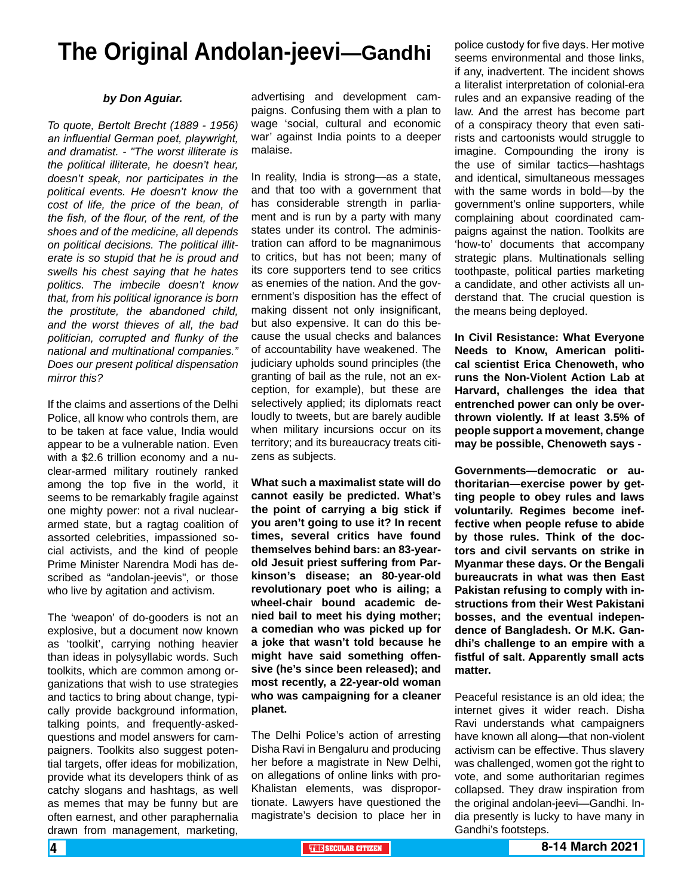# The Original Andolan-jeevi—Gandhi

***by Don Aguiar.***

*To quote, Bertolt Brecht (1889 - 1956) an influential German poet, playwright, and dramatist. - "The worst illiterate is the political illiterate, he doesn't hear, doesn't speak, nor participates in the political events. He doesn't know the cost of life, the price of the bean, of the fish, of the flour, of the rent, of the shoes and of the medicine, all depends on political decisions. The political illiterate is so stupid that he is proud and swells his chest saying that he hates politics. The imbecile doesn't know that, from his political ignorance is born the prostitute, the abandoned child, and the worst thieves of all, the bad politician, corrupted and flunky of the national and multinational companies." Does our present political dispensation mirror this?*

If the claims and assertions of the Delhi Police, all know who controls them, are to be taken at face value, India would appear to be a vulnerable nation. Even with a $2.6 trillion economy and a nuclear-armed military routinely ranked among the top five in the world, it seems to be remarkably fragile against one mighty power: not a rival nuclear-armed state, but a ragtag coalition of assorted celebrities, impassioned social activists, and the kind of people Prime Minister Narendra Modi has described as "andolan-jeevis", or those who live by agitation and activism.

The 'weapon' of do-gooders is not an explosive, but a document now known as 'toolkit', carrying nothing heavier than ideas in polysyllabic words. Such toolkits, which are common among organizations that wish to use strategies and tactics to bring about change, typically provide background information, talking points, and frequently-asked-questions and model answers for campaigners. Toolkits also suggest potential targets, offer ideas for mobilization, provide what its developers think of as catchy slogans and hashtags, as well as memes that may be funny but are often earnest, and other paraphernalia drawn from management, marketing, advertising and development campaigns. Confusing them with a plan to wage 'social, cultural and economic war' against India points to a deeper malaise.

In reality, India is strong—as a state, and that too with a government that has considerable strength in parliament and is run by a party with many states under its control. The administration can afford to be magnanimous to critics, but has not been; many of its core supporters tend to see critics as enemies of the nation. And the government's disposition has the effect of making dissent not only insignificant, but also expensive. It can do this because the usual checks and balances of accountability have weakened. The judiciary upholds sound principles (the granting of bail as the rule, not an exception, for example), but these are selectively applied; its diplomats react loudly to tweets, but are barely audible when military incursions occur on its territory; and its bureaucracy treats citizens as subjects.

**What such a maximalist state will do cannot easily be predicted. What's the point of carrying a big stick if you aren't going to use it? In recent times, several critics have found themselves behind bars: an 83-year-old Jesuit priest suffering from Parkinson's disease; an 80-year-old revolutionary poet who is ailing; a wheel-chair bound academic denied bail to meet his dying mother; a comedian who was picked up for a joke that wasn't told because he might have said something offensive (he's since been released); and most recently, a 22-year-old woman who was campaigning for a cleaner planet.**

The Delhi Police's action of arresting Disha Ravi in Bengaluru and producing her before a magistrate in New Delhi, on allegations of online links with pro-Khalistan elements, was disproportionate. Lawyers have questioned the magistrate's decision to place her in police custody for five days. Her motive seems environmental and those links, if any, inadvertent. The incident shows a literalist interpretation of colonial-era rules and an expansive reading of the law. And the arrest has become part of a conspiracy theory that even satirists and cartoonists would struggle to imagine. Compounding the irony is the use of similar tactics—hashtags and identical, simultaneous messages with the same words in bold—by the government's online supporters, while complaining about coordinated campaigns against the nation. Toolkits are 'how-to' documents that accompany strategic plans. Multinationals selling toothpaste, political parties marketing a candidate, and other activists all understand that. The crucial question is the means being deployed.

**In Civil Resistance: What Everyone Needs to Know, American political scientist Erica Chenoweth, who runs the Non-Violent Action Lab at Harvard, challenges the idea that entrenched power can only be overthrown violently. If at least 3.5% of people support a movement, change may be possible, Chenoweth says -**

**Governments—democratic or authoritarian—exercise power by getting people to obey rules and laws voluntarily. Regimes become ineffective when people refuse to abide by those rules. Think of the doctors and civil servants on strike in Myanmar these days. Or the Bengali bureaucrats in what was then East Pakistan refusing to comply with instructions from their West Pakistani bosses, and the eventual independence of Bangladesh. Or M.K. Gandhi's challenge to an empire with a fistful of salt. Apparently small acts matter.**

Peaceful resistance is an old idea; the internet gives it wider reach. Disha Ravi understands what campaigners have known all along—that non-violent activism can be effective. Thus slavery was challenged, women got the right to vote, and some authoritarian regimes collapsed. They draw inspiration from the original andolan-jeevi—Gandhi. India presently is lucky to have many in Gandhi's footsteps.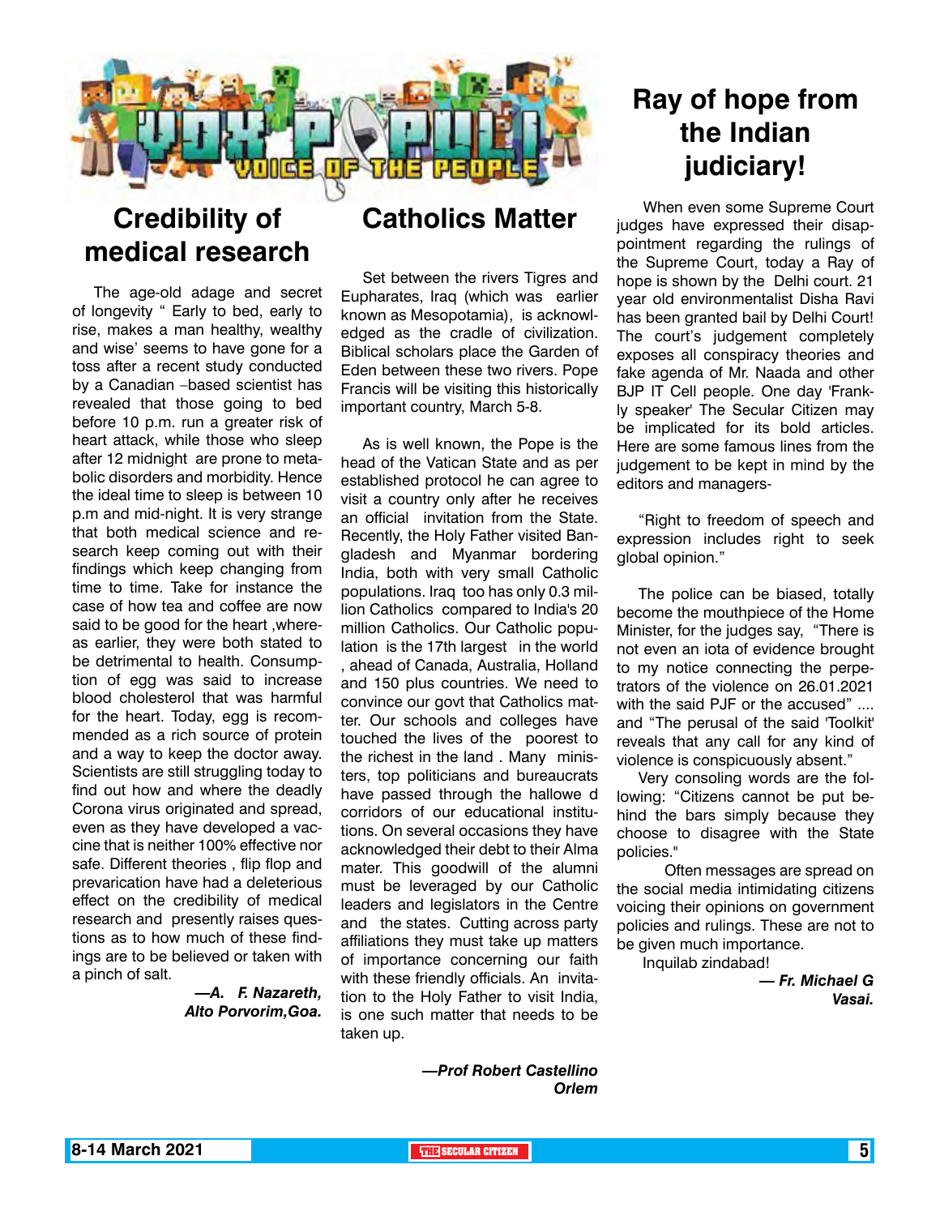# VOX POPULI

VOICE OF THE PEOPLE

## Credibility of medical research

The age-old adage and secret of longevity " Early to bed, early to rise, makes a man healthy, wealthy and wise' seems to have gone for a toss after a recent study conducted by a Canadian –based scientist has revealed that those going to bed before 10 p.m. run a greater risk of heart attack, while those who sleep after 12 midnight are prone to metabolic disorders and morbidity. Hence the ideal time to sleep is between 10 p.m and mid-night. It is very strange that both medical science and research keep coming out with their findings which keep changing from time to time. Take for instance the case of how tea and coffee are now said to be good for the heart ,whereas earlier, they were both stated to be detrimental to health. Consumption of egg was said to increase blood cholesterol that was harmful for the heart. Today, egg is recommended as a rich source of protein and a way to keep the doctor away. Scientists are still struggling today to find out how and where the deadly Corona virus originated and spread, even as they have developed a vaccine that is neither 100% effective nor safe. Different theories , flip flop and prevarication have had a deleterious effect on the credibility of medical research and presently raises questions as to how much of these findings are to be believed or taken with a pinch of salt.

***—A. F. Nazareth, Alto Porvorim,Goa.***

## Catholics Matter

Set between the rivers Tigres and Eupharates, Iraq (which was earlier known as Mesopotamia), is acknowledged as the cradle of civilization. Biblical scholars place the Garden of Eden between these two rivers. Pope Francis will be visiting this historically important country, March 5-8.

As is well known, the Pope is the head of the Vatican State and as per established protocol he can agree to visit a country only after he receives an official invitation from the State. Recently, the Holy Father visited Bangladesh and Myanmar bordering India, both with very small Catholic populations. Iraq too has only 0.3 million Catholics compared to India's 20 million Catholics. Our Catholic population is the 17th largest in the world , ahead of Canada, Australia, Holland and 150 plus countries. We need to convince our govt that Catholics matter. Our schools and colleges have touched the lives of the poorest to the richest in the land . Many ministers, top politicians and bureaucrats have passed through the hallowe d corridors of our educational institutions. On several occasions they have acknowledged their debt to their Alma mater. This goodwill of the alumni must be leveraged by our Catholic leaders and legislators in the Centre and the states. Cutting across party affiliations they must take up matters of importance concerning our faith with these friendly officials. An invitation to the Holy Father to visit India, is one such matter that needs to be taken up.

***—Prof Robert Castellino Orlem***

## Ray of hope from the Indian judiciary!

When even some Supreme Court judges have expressed their disappointment regarding the rulings of the Supreme Court, today a Ray of hope is shown by the Delhi court. 21 year old environmentalist Disha Ravi has been granted bail by Delhi Court! The court's judgement completely exposes all conspiracy theories and fake agenda of Mr. Naada and other BJP IT Cell people. One day 'Frankly speaker' The Secular Citizen may be implicated for its bold articles. Here are some famous lines from the judgement to be kept in mind by the editors and managers-

"Right to freedom of speech and expression includes right to seek global opinion."

The police can be biased, totally become the mouthpiece of the Home Minister, for the judges say, "There is not even an iota of evidence brought to my notice connecting the perpetrators of the violence on 26.01.2021 with the said PJF or the accused" .... and "The perusal of the said 'Toolkit' reveals that any call for any kind of violence is conspicuously absent."

Very consoling words are the following: "Citizens cannot be put behind the bars simply because they choose to disagree with the State policies."

Often messages are spread on the social media intimidating citizens voicing their opinions on government policies and rulings. These are not to be given much importance.

Inquilab zindabad!

***— Fr. Michael G Vasai.***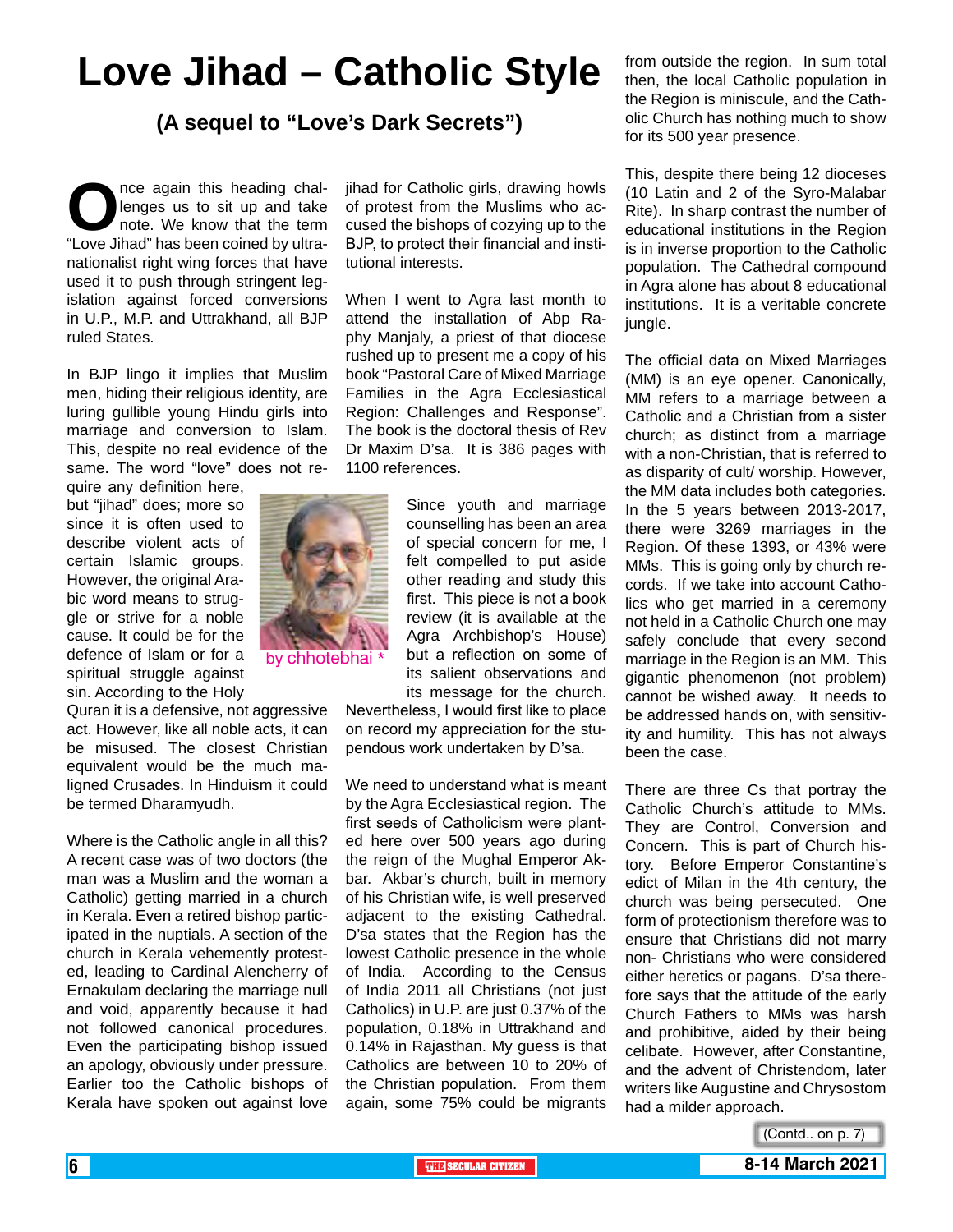# Love Jihad – Catholic Style

### (A sequel to "Love's Dark Secrets")

Once again this heading challenges us to sit up and take note. We know that the term "Love Jihad" has been coined by ultra-nationalist right wing forces that have used it to push through stringent legislation against forced conversions in U.P., M.P. and Uttrakhand, all BJP ruled States.

In BJP lingo it implies that Muslim men, hiding their religious identity, are luring gullible young Hindu girls into marriage and conversion to Islam. This, despite no real evidence of the same. The word "love" does not require any definition here, but "jihad" does; more so since it is often used to describe violent acts of certain Islamic groups. However, the original Arabic word means to struggle or strive for a noble cause. It could be for the defence of Islam or for a spiritual struggle against sin. According to the Holy Quran it is a defensive, not aggressive act. However, like all noble acts, it can be misused. The closest Christian equivalent would be the much maligned Crusades. In Hinduism it could be termed Dharamyudh.

by chhotebhai *

Where is the Catholic angle in all this? A recent case was of two doctors (the man was a Muslim and the woman a Catholic) getting married in a church in Kerala. Even a retired bishop participated in the nuptials. A section of the church in Kerala vehemently protested, leading to Cardinal Alencherry of Ernakulam declaring the marriage null and void, apparently because it had not followed canonical procedures. Even the participating bishop issued an apology, obviously under pressure. Earlier too the Catholic bishops of Kerala have spoken out against love jihad for Catholic girls, drawing howls of protest from the Muslims who accused the bishops of cozying up to the BJP, to protect their financial and institutional interests.

When I went to Agra last month to attend the installation of Abp Raphy Manjaly, a priest of that diocese rushed up to present me a copy of his book "Pastoral Care of Mixed Marriage Families in the Agra Ecclesiastical Region: Challenges and Response". The book is the doctoral thesis of Rev Dr Maxim D'sa. It is 386 pages with 1100 references.

Since youth and marriage counselling has been an area of special concern for me, I felt compelled to put aside other reading and study this first. This piece is not a book review (it is available at the Agra Archbishop's House) but a reflection on some of its salient observations and its message for the church. Nevertheless, I would first like to place on record my appreciation for the stupendous work undertaken by D'sa.

We need to understand what is meant by the Agra Ecclesiastical region. The first seeds of Catholicism were planted here over 500 years ago during the reign of the Mughal Emperor Akbar. Akbar's church, built in memory of his Christian wife, is well preserved adjacent to the existing Cathedral. D'sa states that the Region has the lowest Catholic presence in the whole of India. According to the Census of India 2011 all Christians (not just Catholics) in U.P. are just 0.37% of the population, 0.18% in Uttrakhand and 0.14% in Rajasthan. My guess is that Catholics are between 10 to 20% of the Christian population. From them again, some 75% could be migrants from outside the region. In sum total then, the local Catholic population in the Region is miniscule, and the Catholic Church has nothing much to show for its 500 year presence.

This, despite there being 12 dioceses (10 Latin and 2 of the Syro-Malabar Rite). In sharp contrast the number of educational institutions in the Region is in inverse proportion to the Catholic population. The Cathedral compound in Agra alone has about 8 educational institutions. It is a veritable concrete jungle.

The official data on Mixed Marriages (MM) is an eye opener. Canonically, MM refers to a marriage between a Catholic and a Christian from a sister church; as distinct from a marriage with a non-Christian, that is referred to as disparity of cult/ worship. However, the MM data includes both categories. In the 5 years between 2013-2017, there were 3269 marriages in the Region. Of these 1393, or 43% were MMs. This is going only by church records. If we take into account Catholics who get married in a ceremony not held in a Catholic Church one may safely conclude that every second marriage in the Region is an MM. This gigantic phenomenon (not problem) cannot be wished away. It needs to be addressed hands on, with sensitivity and humility. This has not always been the case.

There are three Cs that portray the Catholic Church's attitude to MMs. They are Control, Conversion and Concern. This is part of Church history. Before Emperor Constantine's edict of Milan in the 4th century, the church was being persecuted. One form of protectionism therefore was to ensure that Christians did not marry non- Christians who were considered either heretics or pagans. D'sa therefore says that the attitude of the early Church Fathers to MMs was harsh and prohibitive, aided by their being celibate. However, after Constantine, and the advent of Christendom, later writers like Augustine and Chrysostom had a milder approach.

(Contd.. on p. 7)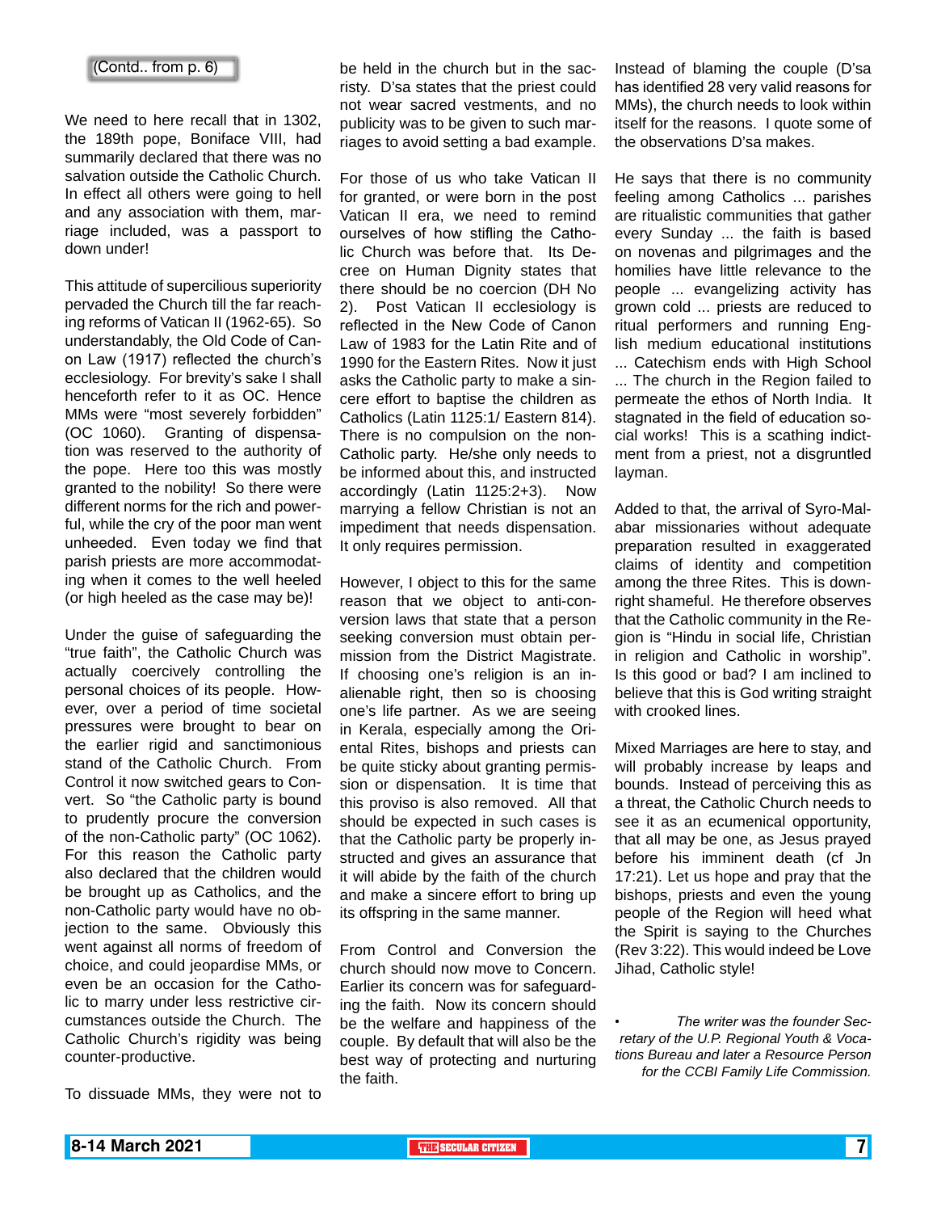(Contd.. from p. 6)

We need to here recall that in 1302, the 189th pope, Boniface VIII, had summarily declared that there was no salvation outside the Catholic Church. In effect all others were going to hell and any association with them, marriage included, was a passport to down under!

This attitude of supercilious superiority pervaded the Church till the far reaching reforms of Vatican II (1962-65). So understandably, the Old Code of Canon Law (1917) reflected the church's ecclesiology. For brevity's sake I shall henceforth refer to it as OC. Hence MMs were "most severely forbidden" (OC 1060). Granting of dispensation was reserved to the authority of the pope. Here too this was mostly granted to the nobility! So there were different norms for the rich and powerful, while the cry of the poor man went unheeded. Even today we find that parish priests are more accommodating when it comes to the well heeled (or high heeled as the case may be)!

Under the guise of safeguarding the "true faith", the Catholic Church was actually coercively controlling the personal choices of its people. However, over a period of time societal pressures were brought to bear on the earlier rigid and sanctimonious stand of the Catholic Church. From Control it now switched gears to Convert. So "the Catholic party is bound to prudently procure the conversion of the non-Catholic party" (OC 1062). For this reason the Catholic party also declared that the children would be brought up as Catholics, and the non-Catholic party would have no objection to the same. Obviously this went against all norms of freedom of choice, and could jeopardise MMs, or even be an occasion for the Catholic to marry under less restrictive circumstances outside the Church. The Catholic Church's rigidity was being counter-productive.

To dissuade MMs, they were not to be held in the church but in the sacristy. D'sa states that the priest could not wear sacred vestments, and no publicity was to be given to such marriages to avoid setting a bad example.

For those of us who take Vatican II for granted, or were born in the post Vatican II era, we need to remind ourselves of how stifling the Catholic Church was before that. Its Decree on Human Dignity states that there should be no coercion (DH No 2). Post Vatican II ecclesiology is reflected in the New Code of Canon Law of 1983 for the Latin Rite and of 1990 for the Eastern Rites. Now it just asks the Catholic party to make a sincere effort to baptise the children as Catholics (Latin 1125:1/ Eastern 814). There is no compulsion on the non-Catholic party. He/she only needs to be informed about this, and instructed accordingly (Latin 1125:2+3). Now marrying a fellow Christian is not an impediment that needs dispensation. It only requires permission.

However, I object to this for the same reason that we object to anti-conversion laws that state that a person seeking conversion must obtain permission from the District Magistrate. If choosing one's religion is an inalienable right, then so is choosing one's life partner. As we are seeing in Kerala, especially among the Oriental Rites, bishops and priests can be quite sticky about granting permission or dispensation. It is time that this proviso is also removed. All that should be expected in such cases is that the Catholic party be properly instructed and gives an assurance that it will abide by the faith of the church and make a sincere effort to bring up its offspring in the same manner.

From Control and Conversion the church should now move to Concern. Earlier its concern was for safeguarding the faith. Now its concern should be the welfare and happiness of the couple. By default that will also be the best way of protecting and nurturing the faith.

Instead of blaming the couple (D'sa has identified 28 very valid reasons for MMs), the church needs to look within itself for the reasons. I quote some of the observations D'sa makes.

He says that there is no community feeling among Catholics ... parishes are ritualistic communities that gather every Sunday ... the faith is based on novenas and pilgrimages and the homilies have little relevance to the people ... evangelizing activity has grown cold ... priests are reduced to ritual performers and running English medium educational institutions ... Catechism ends with High School ... The church in the Region failed to permeate the ethos of North India. It stagnated in the field of education social works! This is a scathing indictment from a priest, not a disgruntled layman.

Added to that, the arrival of Syro-Malabar missionaries without adequate preparation resulted in exaggerated claims of identity and competition among the three Rites. This is downright shameful. He therefore observes that the Catholic community in the Region is "Hindu in social life, Christian in religion and Catholic in worship". Is this good or bad? I am inclined to believe that this is God writing straight with crooked lines.

Mixed Marriages are here to stay, and will probably increase by leaps and bounds. Instead of perceiving this as a threat, the Catholic Church needs to see it as an ecumenical opportunity, that all may be one, as Jesus prayed before his imminent death (cf Jn 17:21). Let us hope and pray that the bishops, priests and even the young people of the Region will heed what the Spirit is saying to the Churches (Rev 3:22). This would indeed be Love Jihad, Catholic style!

- *The writer was the founder Secretary of the U.P. Regional Youth & Vocations Bureau and later a Resource Person for the CCBI Family Life Commission.*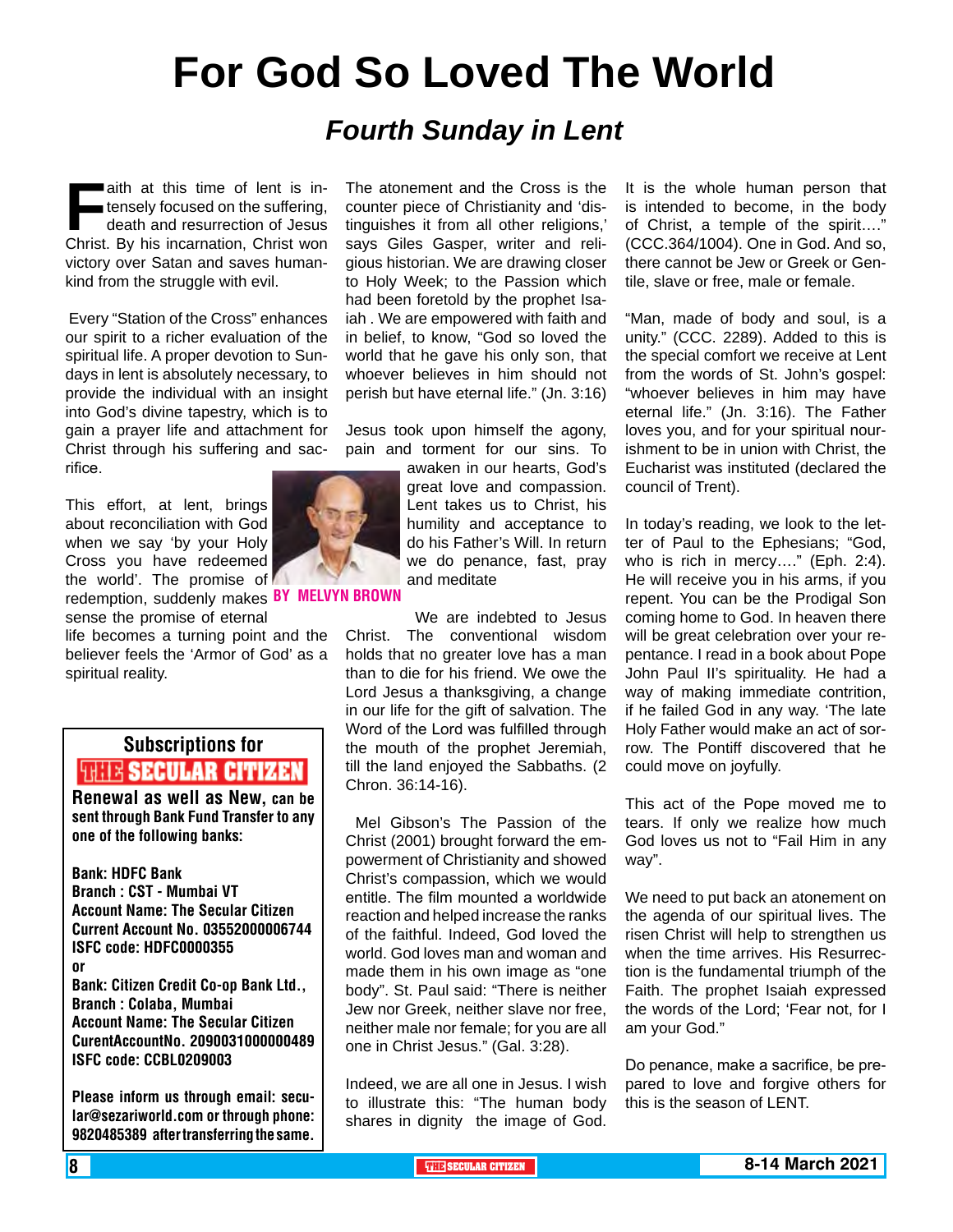# For God So Loved The World

## *Fourth Sunday in Lent*

**BY MELVYN BROWN**

Faith at this time of lent is intensely focused on the suffering, death and resurrection of Jesus Christ. By his incarnation, Christ won victory over Satan and saves humankind from the struggle with evil.

Every "Station of the Cross" enhances our spirit to a richer evaluation of the spiritual life. A proper devotion to Sundays in lent is absolutely necessary, to provide the individual with an insight into God's divine tapestry, which is to gain a prayer life and attachment for Christ through his suffering and sacrifice.

This effort, at lent, brings about reconciliation with God when we say 'by your Holy Cross you have redeemed the world'. The promise of redemption, suddenly makes sense the promise of eternal life becomes a turning point and the believer feels the 'Armor of God' as a spiritual reality.

The atonement and the Cross is the counter piece of Christianity and 'distinguishes it from all other religions,' says Giles Gasper, writer and religious historian. We are drawing closer to Holy Week; to the Passion which had been foretold by the prophet Isaiah . We are empowered with faith and in belief, to know, "God so loved the world that he gave his only son, that whoever believes in him should not perish but have eternal life." (Jn. 3:16)

Jesus took upon himself the agony, pain and torment for our sins. To awaken in our hearts, God's great love and compassion. Lent takes us to Christ, his humility and acceptance to do his Father's Will. In return we do penance, fast, pray and meditate

We are indebted to Jesus Christ. The conventional wisdom holds that no greater love has a man than to die for his friend. We owe the Lord Jesus a thanksgiving, a change in our life for the gift of salvation. The Word of the Lord was fulfilled through the mouth of the prophet Jeremiah, till the land enjoyed the Sabbaths. (2 Chron. 36:14-16).

Mel Gibson's The Passion of the Christ (2001) brought forward the empowerment of Christianity and showed Christ's compassion, which we would entitle. The film mounted a worldwide reaction and helped increase the ranks of the faithful. Indeed, God loved the world. God loves man and woman and made them in his own image as "one body". St. Paul said: "There is neither Jew nor Greek, neither slave nor free, neither male nor female; for you are all one in Christ Jesus." (Gal. 3:28).

Indeed, we are all one in Jesus. I wish to illustrate this: "The human body shares in dignity the image of God. It is the whole human person that is intended to become, in the body of Christ, a temple of the spirit…." (CCC.364/1004). One in God. And so, there cannot be Jew or Greek or Gentile, slave or free, male or female.

"Man, made of body and soul, is a unity." (CCC. 2289). Added to this is the special comfort we receive at Lent from the words of St. John's gospel: "whoever believes in him may have eternal life." (Jn. 3:16). The Father loves you, and for your spiritual nourishment to be in union with Christ, the Eucharist was instituted (declared the council of Trent).

In today's reading, we look to the letter of Paul to the Ephesians; "God, who is rich in mercy…." (Eph. 2:4). He will receive you in his arms, if you repent. You can be the Prodigal Son coming home to God. In heaven there will be great celebration over your repentance. I read in a book about Pope John Paul II's spirituality. He had a way of making immediate contrition, if he failed God in any way. 'The late Holy Father would make an act of sorrow. The Pontiff discovered that he could move on joyfully.

This act of the Pope moved me to tears. If only we realize how much God loves us not to "Fail Him in any way".

We need to put back an atonement on the agenda of our spiritual lives. The risen Christ will help to strengthen us when the time arrives. His Resurrection is the fundamental triumph of the Faith. The prophet Isaiah expressed the words of the Lord; 'Fear not, for I am your God."

Do penance, make a sacrifice, be prepared to love and forgive others for this is the season of LENT.

---

**Subscriptions for THE SECULAR CITIZEN**

**Renewal as well as New, can be sent through Bank Fund Transfer to any one of the following banks:**

**Bank: HDFC Bank**
**Branch : CST - Mumbai VT**
**Account Name: The Secular Citizen**
**Current Account No. 03552000006744**
**ISFC code: HDFC0000355**
**or**
**Bank: Citizen Credit Co-op Bank Ltd., Branch : Colaba, Mumbai**
**Account Name: The Secular Citizen**
**CurentAccountNo. 2090031000000489**
**ISFC code: CCBL0209003**

**Please inform us through email: secular@sezariworld.com or through phone: 9820485389 after transferring the same.**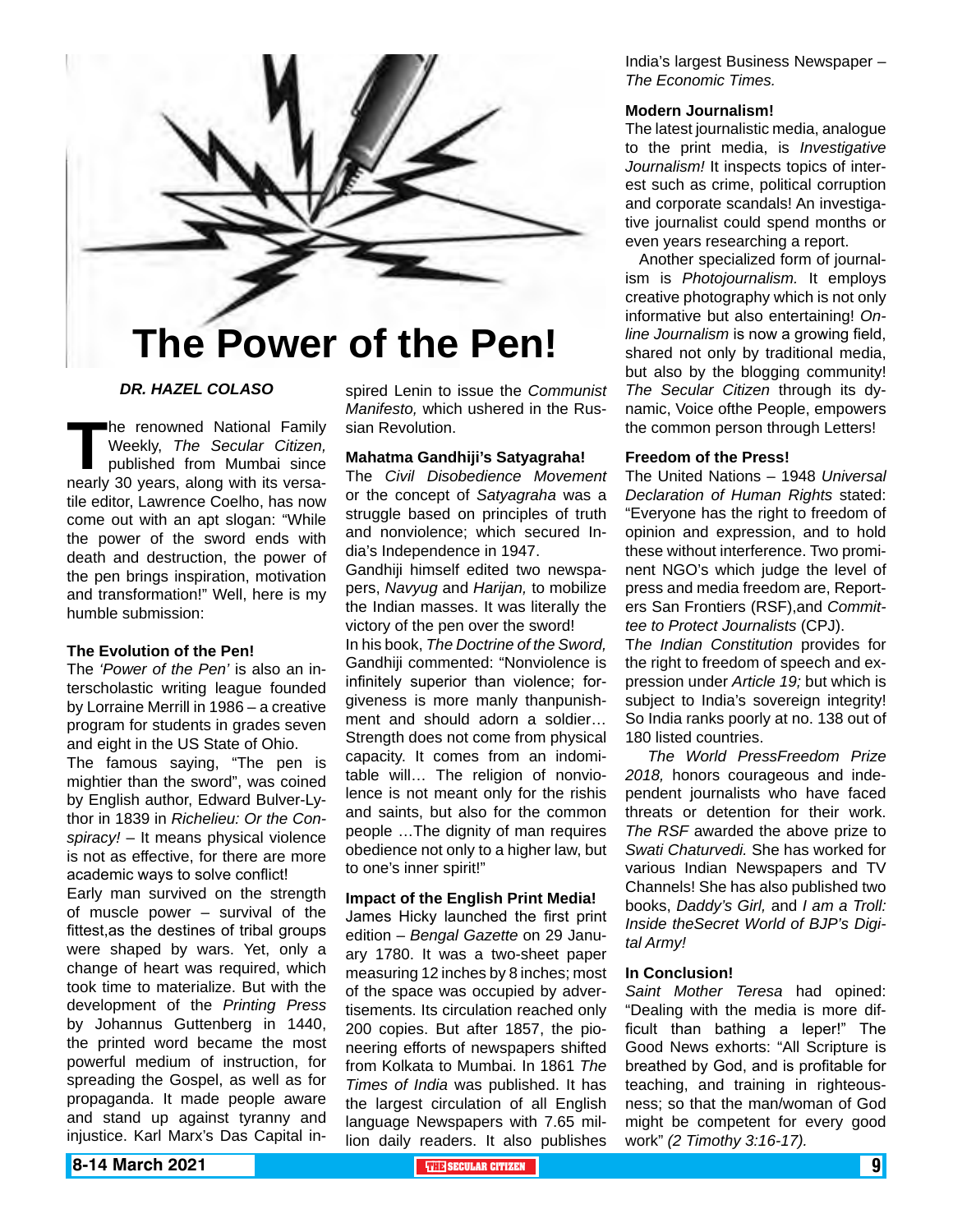# The Power of the Pen!

*DR. HAZEL COLASO*

The renowned National Family Weekly, *The Secular Citizen,* published from Mumbai since nearly 30 years, along with its versatile editor, Lawrence Coelho, has now come out with an apt slogan: "While the power of the sword ends with death and destruction, the power of the pen brings inspiration, motivation and transformation!" Well, here is my humble submission:

**The Evolution of the Pen!**

The *'Power of the Pen'* is also an interscholastic writing league founded by Lorraine Merrill in 1986 – a creative program for students in grades seven and eight in the US State of Ohio.

The famous saying, "The pen is mightier than the sword", was coined by English author, Edward Bulver-Lythor in 1839 in *Richelieu: Or the Conspiracy!* – It means physical violence is not as effective, for there are more academic ways to solve conflict!

Early man survived on the strength of muscle power – survival of the fittest,as the destines of tribal groups were shaped by wars. Yet, only a change of heart was required, which took time to materialize. But with the development of the *Printing Press* by Johannus Guttenberg in 1440, the printed word became the most powerful medium of instruction, for spreading the Gospel, as well as for propaganda. It made people aware and stand up against tyranny and injustice. Karl Marx's Das Capital inspired Lenin to issue the *Communist Manifesto,* which ushered in the Russian Revolution.

**Mahatma Gandhiji's Satyagraha!**

The *Civil Disobedience Movement* or the concept of *Satyagraha* was a struggle based on principles of truth and nonviolence; which secured India's Independence in 1947.

Gandhiji himself edited two newspapers, *Navyug* and *Harijan,* to mobilize the Indian masses. It was literally the victory of the pen over the sword!

In his book, *The Doctrine of the Sword,* Gandhiji commented: "Nonviolence is infinitely superior than violence; forgiveness is more manly thanpunishment and should adorn a soldier… Strength does not come from physical capacity. It comes from an indomitable will… The religion of nonviolence is not meant only for the rishis and saints, but also for the common people …The dignity of man requires obedience not only to a higher law, but to one's inner spirit!"

**Impact of the English Print Media!**

James Hicky launched the first print edition – *Bengal Gazette* on 29 January 1780. It was a two-sheet paper measuring 12 inches by 8 inches; most of the space was occupied by advertisements. Its circulation reached only 200 copies. But after 1857, the pioneering efforts of newspapers shifted from Kolkata to Mumbai. In 1861 *The Times of India* was published. It has the largest circulation of all English language Newspapers with 7.65 million daily readers. It also publishes India's largest Business Newspaper – *The Economic Times.*

**Modern Journalism!**

The latest journalistic media, analogue to the print media, is *Investigative Journalism!* It inspects topics of interest such as crime, political corruption and corporate scandals! An investigative journalist could spend months or even years researching a report.

Another specialized form of journalism is *Photojournalism.* It employs creative photography which is not only informative but also entertaining! *Online Journalism* is now a growing field, shared not only by traditional media, but also by the blogging community! *The Secular Citizen* through its dynamic, Voice ofthe People, empowers the common person through Letters!

**Freedom of the Press!**

The United Nations – 1948 *Universal Declaration of Human Rights* stated: "Everyone has the right to freedom of opinion and expression, and to hold these without interference. Two prominent NGO's which judge the level of press and media freedom are, Reporters San Frontiers (RSF),and *Committee to Protect Journalists* (CPJ).

*The Indian Constitution* provides for the right to freedom of speech and expression under *Article 19;* but which is subject to India's sovereign integrity! So India ranks poorly at no. 138 out of 180 listed countries.

*The World PressFreedom Prize 2018,* honors courageous and independent journalists who have faced threats or detention for their work. *The RSF* awarded the above prize to *Swati Chaturvedi.* She has worked for various Indian Newspapers and TV Channels! She has also published two books, *Daddy's Girl,* and *I am a Troll: Inside theSecret World of BJP's Digital Army!*

**In Conclusion!**

*Saint Mother Teresa* had opined: "Dealing with the media is more difficult than bathing a leper!" The Good News exhorts: "All Scripture is breathed by God, and is profitable for teaching, and training in righteousness; so that the man/woman of God might be competent for every good work" *(2 Timothy 3:16-17).*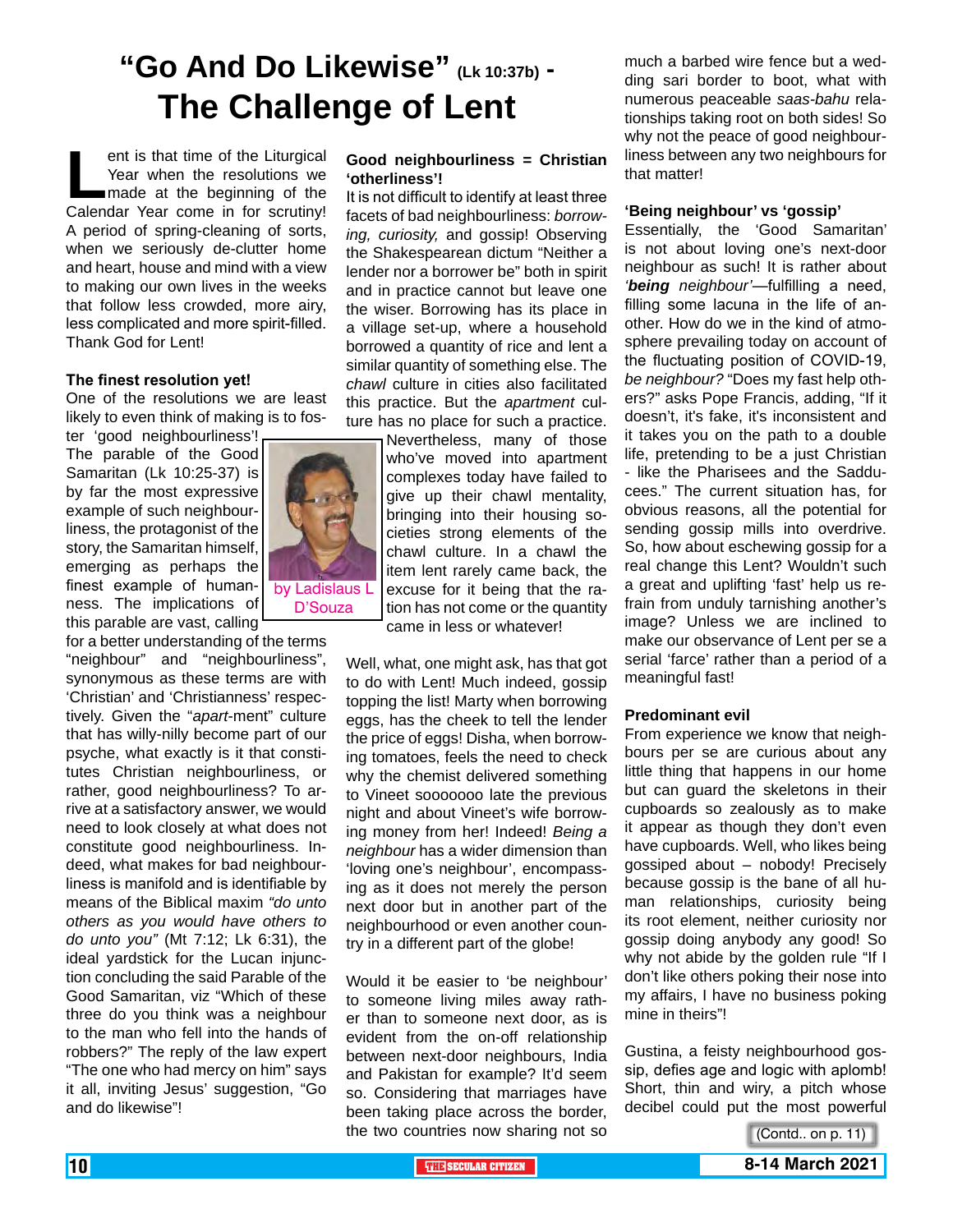# "Go And Do Likewise" (Lk 10:37b) - The Challenge of Lent

Lent is that time of the Liturgical Year when the resolutions we made at the beginning of the Calendar Year come in for scrutiny! A period of spring-cleaning of sorts, when we seriously de-clutter home and heart, house and mind with a view to making our own lives in the weeks that follow less crowded, more airy, less complicated and more spirit-filled. Thank God for Lent!

**The finest resolution yet!**
One of the resolutions we are least likely to even think of making is to foster 'good neighbourliness'! The parable of the Good Samaritan (Lk 10:25-37) is by far the most expressive example of such neighbourliness, the protagonist of the story, the Samaritan himself, emerging as perhaps the finest example of humanness. The implications of this parable are vast, calling for a better understanding of the terms "neighbour" and "neighbourliness", synonymous as these terms are with 'Christian' and 'Christianness' respectively. Given the "*apart*-ment" culture that has willy-nilly become part of our psyche, what exactly is it that constitutes Christian neighbourliness, or rather, good neighbourliness? To arrive at a satisfactory answer, we would need to look closely at what does not constitute good neighbourliness. Indeed, what makes for bad neighbourliness is manifold and is identifiable by means of the Biblical maxim *"do unto others as you would have others to do unto you"* (Mt 7:12; Lk 6:31), the ideal yardstick for the Lucan injunction concluding the said Parable of the Good Samaritan, viz "Which of these three do you think was a neighbour to the man who fell into the hands of robbers?" The reply of the law expert "The one who had mercy on him" says it all, inviting Jesus' suggestion, "Go and do likewise"!

by Ladislaus L D'Souza

**Good neighbourliness = Christian 'otherliness'!**
It is not difficult to identify at least three facets of bad neighbourliness: *borrowing, curiosity,* and gossip! Observing the Shakespearean dictum "Neither a lender nor a borrower be" both in spirit and in practice cannot but leave one the wiser. Borrowing has its place in a village set-up, where a household borrowed a quantity of rice and lent a similar quantity of something else. The *chawl* culture in cities also facilitated this practice. But the *apartment* culture has no place for such a practice. Nevertheless, many of those who've moved into apartment complexes today have failed to give up their chawl mentality, bringing into their housing societies strong elements of the chawl culture. In a chawl the item lent rarely came back, the excuse for it being that the ration has not come or the quantity came in less or whatever!

Well, what, one might ask, has that got to do with Lent! Much indeed, gossip topping the list! Marty when borrowing eggs, has the cheek to tell the lender the price of eggs! Disha, when borrowing tomatoes, feels the need to check why the chemist delivered something to Vineet sooooooo late the previous night and about Vineet's wife borrowing money from her! Indeed! *Being a neighbour* has a wider dimension than 'loving one's neighbour', encompassing as it does not merely the person next door but in another part of the neighbourhood or even another country in a different part of the globe!

Would it be easier to 'be neighbour' to someone living miles away rather than to someone next door, as is evident from the on-off relationship between next-door neighbours, India and Pakistan for example? It'd seem so. Considering that marriages have been taking place across the border, the two countries now sharing not so much a barbed wire fence but a wedding sari border to boot, what with numerous peaceable *saas-bahu* relationships taking root on both sides! So why not the peace of good neighbourliness between any two neighbours for that matter!

**'Being neighbour' vs 'gossip'**
Essentially, the 'Good Samaritan' is not about loving one's next-door neighbour as such! It is rather about *'being neighbour'*—fulfilling a need, filling some lacuna in the life of another. How do we in the kind of atmosphere prevailing today on account of the fluctuating position of COVID-19, *be neighbour?* "Does my fast help others?" asks Pope Francis, adding, "If it doesn't, it's fake, it's inconsistent and it takes you on the path to a double life, pretending to be a just Christian - like the Pharisees and the Sadducees." The current situation has, for obvious reasons, all the potential for sending gossip mills into overdrive. So, how about eschewing gossip for a real change this Lent? Wouldn't such a great and uplifting 'fast' help us refrain from unduly tarnishing another's image? Unless we are inclined to make our observance of Lent per se a serial 'farce' rather than a period of a meaningful fast!

**Predominant evil**
From experience we know that neighbours per se are curious about any little thing that happens in our home but can guard the skeletons in their cupboards so zealously as to make it appear as though they don't even have cupboards. Well, who likes being gossiped about – nobody! Precisely because gossip is the bane of all human relationships, curiosity being its root element, neither curiosity nor gossip doing anybody any good! So why not abide by the golden rule "If I don't like others poking their nose into my affairs, I have no business poking mine in theirs"!

Gustina, a feisty neighbourhood gossip, defies age and logic with aplomb! Short, thin and wiry, a pitch whose decibel could put the most powerful

(Contd.. on p. 11)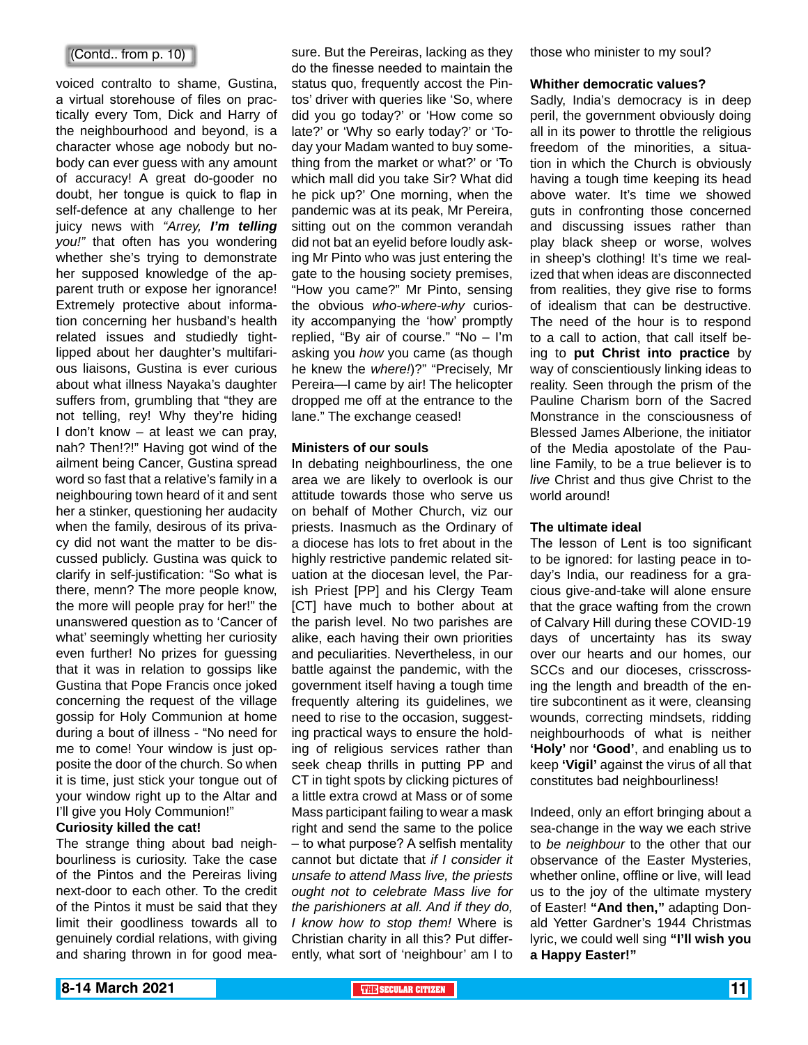(Contd.. from p. 10)

voiced contralto to shame, Gustina, a virtual storehouse of files on practically every Tom, Dick and Harry of the neighbourhood and beyond, is a character whose age nobody but nobody can ever guess with any amount of accuracy! A great do-gooder no doubt, her tongue is quick to flap in self-defence at any challenge to her juicy news with *"Arrey, **I'm telling** you!"* that often has you wondering whether she's trying to demonstrate her supposed knowledge of the apparent truth or expose her ignorance! Extremely protective about information concerning her husband's health related issues and studiedly tight-lipped about her daughter's multifarious liaisons, Gustina is ever curious about what illness Nayaka's daughter suffers from, grumbling that "they are not telling, rey! Why they're hiding I don't know – at least we can pray, nah? Then!?!" Having got wind of the ailment being Cancer, Gustina spread word so fast that a relative's family in a neighbouring town heard of it and sent her a stinker, questioning her audacity when the family, desirous of its privacy did not want the matter to be discussed publicly. Gustina was quick to clarify in self-justification: "So what is there, menn? The more people know, the more will people pray for her!" the unanswered question as to 'Cancer of what' seemingly whetting her curiosity even further! No prizes for guessing that it was in relation to gossips like Gustina that Pope Francis once joked concerning the request of the village gossip for Holy Communion at home during a bout of illness - "No need for me to come! Your window is just opposite the door of the church. So when it is time, just stick your tongue out of your window right up to the Altar and I'll give you Holy Communion!"

**Curiosity killed the cat!**

The strange thing about bad neighbourliness is curiosity. Take the case of the Pintos and the Pereiras living next-door to each other. To the credit of the Pintos it must be said that they limit their goodliness towards all to genuinely cordial relations, with giving and sharing thrown in for good measure. But the Pereiras, lacking as they do the finesse needed to maintain the status quo, frequently accost the Pintos' driver with queries like 'So, where did you go today?' or 'How come so late?' or 'Why so early today?' or 'Today your Madam wanted to buy something from the market or what?' or 'To which mall did you take Sir? What did he pick up?' One morning, when the pandemic was at its peak, Mr Pereira, sitting out on the common verandah did not bat an eyelid before loudly asking Mr Pinto who was just entering the gate to the housing society premises, "How you came?" Mr Pinto, sensing the obvious *who-where-why* curiosity accompanying the 'how' promptly replied, "By air of course." "No – I'm asking you *how* you came (as though he knew the *where!*)?" "Precisely, Mr Pereira—I came by air! The helicopter dropped me off at the entrance to the lane." The exchange ceased!

**Ministers of our souls**

In debating neighbourliness, the one area we are likely to overlook is our attitude towards those who serve us on behalf of Mother Church, viz our priests. Inasmuch as the Ordinary of a diocese has lots to fret about in the highly restrictive pandemic related situation at the diocesan level, the Parish Priest [PP] and his Clergy Team [CT] have much to bother about at the parish level. No two parishes are alike, each having their own priorities and peculiarities. Nevertheless, in our battle against the pandemic, with the government itself having a tough time frequently altering its guidelines, we need to rise to the occasion, suggesting practical ways to ensure the holding of religious services rather than seek cheap thrills in putting PP and CT in tight spots by clicking pictures of a little extra crowd at Mass or of some Mass participant failing to wear a mask right and send the same to the police – to what purpose? A selfish mentality cannot but dictate that *if I consider it unsafe to attend Mass live, the priests ought not to celebrate Mass live for the parishioners at all. And if they do, I know how to stop them!* Where is Christian charity in all this? Put differently, what sort of 'neighbour' am I to those who minister to my soul?

**Whither democratic values?**

Sadly, India's democracy is in deep peril, the government obviously doing all in its power to throttle the religious freedom of the minorities, a situation in which the Church is obviously having a tough time keeping its head above water. It's time we showed guts in confronting those concerned and discussing issues rather than play black sheep or worse, wolves in sheep's clothing! It's time we realized that when ideas are disconnected from realities, they give rise to forms of idealism that can be destructive. The need of the hour is to respond to a call to action, that call itself being to **put Christ into practice** by way of conscientiously linking ideas to reality. Seen through the prism of the Pauline Charism born of the Sacred Monstrance in the consciousness of Blessed James Alberione, the initiator of the Media apostolate of the Pauline Family, to be a true believer is to *live* Christ and thus give Christ to the world around!

**The ultimate ideal**

The lesson of Lent is too significant to be ignored: for lasting peace in today's India, our readiness for a gracious give-and-take will alone ensure that the grace wafting from the crown of Calvary Hill during these COVID-19 days of uncertainty has its sway over our hearts and our homes, our SCCs and our dioceses, crisscrossing the length and breadth of the entire subcontinent as it were, cleansing wounds, correcting mindsets, ridding neighbourhoods of what is neither **'Holy'** nor **'Good'**, and enabling us to keep **'Vigil'** against the virus of all that constitutes bad neighbourliness!

Indeed, only an effort bringing about a sea-change in the way we each strive to *be neighbour* to the other that our observance of the Easter Mysteries, whether online, offline or live, will lead us to the joy of the ultimate mystery of Easter! **"And then,"** adapting Donald Yetter Gardner's 1944 Christmas lyric, we could well sing **"I'll wish you a Happy Easter!"**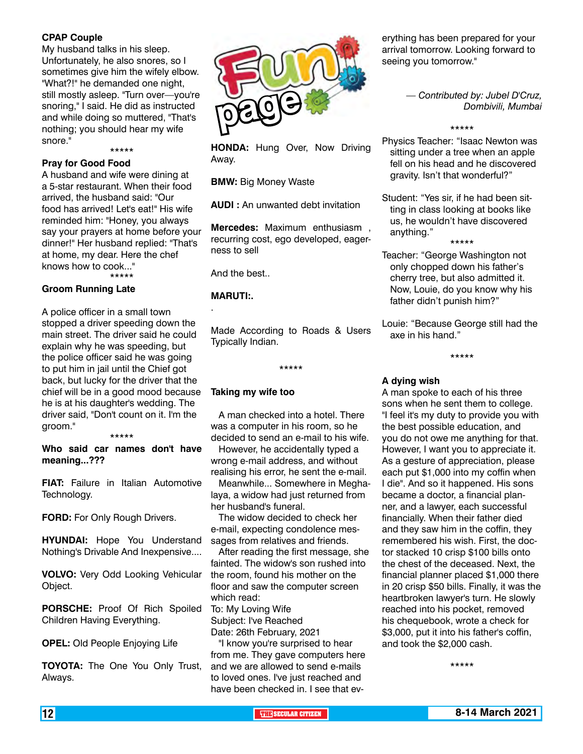### CPAP Couple

My husband talks in his sleep. Unfortunately, he also snores, so I sometimes give him the wifely elbow. "What?!" he demanded one night, still mostly asleep. "Turn over—you're snoring," I said. He did as instructed and while doing so muttered, "That's nothing; you should hear my wife snore."

*****

### Pray for Good Food

A husband and wife were dining at a 5-star restaurant. When their food arrived, the husband said: "Our food has arrived! Let's eat!" His wife reminded him: "Honey, you always say your prayers at home before your dinner!" Her husband replied: "That's at home, my dear. Here the chef knows how to cook..."

*****

### Groom Running Late

A police officer in a small town stopped a driver speeding down the main street. The driver said he could explain why he was speeding, but the police officer said he was going to put him in jail until the Chief got back, but lucky for the driver that the chief will be in a good mood because he is at his daughter's wedding. The driver said, "Don't count on it. I'm the groom."

*****

### Who said car names don't have meaning...???

**FIAT:** Failure in Italian Automotive Technology.

**FORD:** For Only Rough Drivers.

**HYUNDAI:** Hope You Understand Nothing's Drivable And Inexpensive....

**VOLVO:** Very Odd Looking Vehicular Object.

**PORSCHE:** Proof Of Rich Spoiled Children Having Everything.

**OPEL:** Old People Enjoying Life

**TOYOTA:** The One You Only Trust, Always.

# Fun page

**HONDA:** Hung Over, Now Driving Away.

**BMW:** Big Money Waste

**AUDI :** An unwanted debt invitation

**Mercedes:** Maximum enthusiasm , recurring cost, ego developed, eagerness to sell

And the best..

**MARUTI:.**

.

Made According to Roads & Users Typically Indian.

*****

### Taking my wife too

A man checked into a hotel. There was a computer in his room, so he decided to send an e-mail to his wife.

However, he accidentally typed a wrong e-mail address, and without realising his error, he sent the e-mail.

Meanwhile... Somewhere in Meghalaya, a widow had just returned from her husband's funeral.

The widow decided to check her e-mail, expecting condolence messages from relatives and friends.

After reading the first message, she fainted. The widow's son rushed into the room, found his mother on the floor and saw the computer screen which read:

To: My Loving Wife
Subject: I've Reached
Date: 26th February, 2021

"I know you're surprised to hear from me. They gave computers here and we are allowed to send e-mails to loved ones. I've just reached and have been checked in. I see that everything has been prepared for your arrival tomorrow. Looking forward to seeing you tomorrow."

*— Contributed by: Jubel D'Cruz, Dombivili, Mumbai*

*****

Physics Teacher: "Isaac Newton was sitting under a tree when an apple fell on his head and he discovered gravity. Isn't that wonderful?"

Student: "Yes sir, if he had been sitting in class looking at books like us, he wouldn't have discovered anything."

*****

Teacher: "George Washington not only chopped down his father's cherry tree, but also admitted it. Now, Louie, do you know why his father didn't punish him?"

Louie: "Because George still had the axe in his hand."

*****

### A dying wish

A man spoke to each of his three sons when he sent them to college. "I feel it's my duty to provide you with the best possible education, and you do not owe me anything for that. However, I want you to appreciate it. As a gesture of appreciation, please each put $1,000 into my coffin when I die". And so it happened. His sons became a doctor, a financial planner, and a lawyer, each successful financially. When their father died and they saw him in the coffin, they remembered his wish. First, the doctor stacked 10 crisp $100 bills onto the chest of the deceased. Next, the financial planner placed $1,000 there in 20 crisp $50 bills. Finally, it was the heartbroken lawyer's turn. He slowly reached into his pocket, removed his chequebook, wrote a check for $3,000, put it into his father's coffin, and took the $2,000 cash.

*****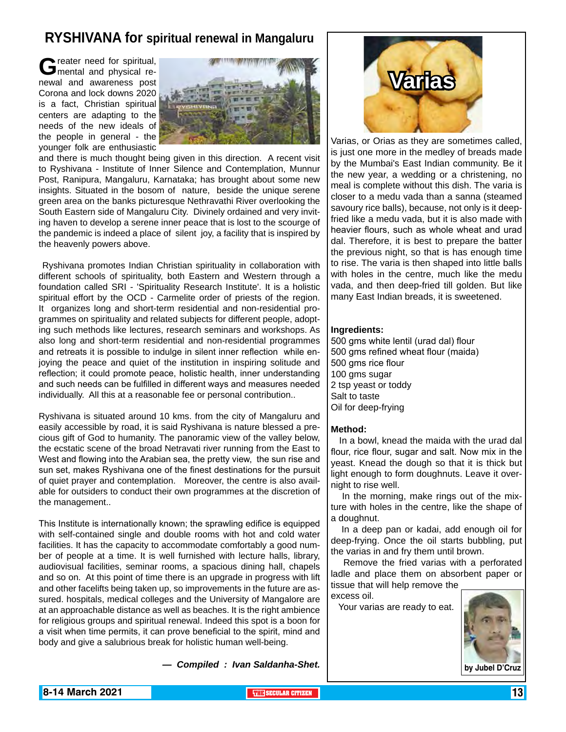# RYSHIVANA for spiritual renewal in Mangaluru

Greater need for spiritual, mental and physical renewal and awareness post Corona and lock downs 2020 is a fact, Christian spiritual centers are adapting to the needs of the new ideals of the people in general - the younger folk are enthusiastic and there is much thought being given in this direction. A recent visit to Ryshivana - Institute of Inner Silence and Contemplation, Munnur Post, Ranipura, Mangaluru, Karnataka; has brought about some new insights. Situated in the bosom of nature, beside the unique serene green area on the banks picturesque Nethravathi River overlooking the South Eastern side of Mangaluru City. Divinely ordained and very inviting haven to develop a serene inner peace that is lost to the scourge of the pandemic is indeed a place of silent joy, a facility that is inspired by the heavenly powers above.

Ryshivana promotes Indian Christian spirituality in collaboration with different schools of spirituality, both Eastern and Western through a foundation called SRI - 'Spirituality Research Institute'. It is a holistic spiritual effort by the OCD - Carmelite order of priests of the region. It organizes long and short-term residential and non-residential programmes on spirituality and related subjects for different people, adopting such methods like lectures, research seminars and workshops. As also long and short-term residential and non-residential programmes and retreats it is possible to indulge in silent inner reflection while enjoying the peace and quiet of the institution in inspiring solitude and reflection; it could promote peace, holistic health, inner understanding and such needs can be fulfilled in different ways and measures needed individually. All this at a reasonable fee or personal contribution..

Ryshivana is situated around 10 kms. from the city of Mangaluru and easily accessible by road, it is said Ryshivana is nature blessed a precious gift of God to humanity. The panoramic view of the valley below, the ecstatic scene of the broad Netravati river running from the East to West and flowing into the Arabian sea, the pretty view, the sun rise and sun set, makes Ryshivana one of the finest destinations for the pursuit of quiet prayer and contemplation. Moreover, the centre is also available for outsiders to conduct their own programmes at the discretion of the management..

This Institute is internationally known; the sprawling edifice is equipped with self-contained single and double rooms with hot and cold water facilities. It has the capacity to accommodate comfortably a good number of people at a time. It is well furnished with lecture halls, library, audiovisual facilities, seminar rooms, a spacious dining hall, chapels and so on. At this point of time there is an upgrade in progress with lift and other facelifts being taken up, so improvements in the future are assured. hospitals, medical colleges and the University of Mangalore are at an approachable distance as well as beaches. It is the right ambience for religious groups and spiritual renewal. Indeed this spot is a boon for a visit when time permits, it can prove beneficial to the spirit, mind and body and give a salubrious break for holistic human well-being.

***— Compiled : Ivan Saldanha-Shet.***

# Varias

Varias, or Orias as they are sometimes called, is just one more in the medley of breads made by the Mumbai's East Indian community. Be it the new year, a wedding or a christening, no meal is complete without this dish. The varia is closer to a medu vada than a sanna (steamed savoury rice balls), because, not only is it deep-fried like a medu vada, but it is also made with heavier flours, such as whole wheat and urad dal. Therefore, it is best to prepare the batter the previous night, so that is has enough time to rise. The varia is then shaped into little balls with holes in the centre, much like the medu vada, and then deep-fried till golden. But like many East Indian breads, it is sweetened.

**Ingredients:**

500 gms white lentil (urad dal) flour
500 gms refined wheat flour (maida)
500 gms rice flour
100 gms sugar
2 tsp yeast or toddy
Salt to taste
Oil for deep-frying

**Method:**

In a bowl, knead the maida with the urad dal flour, rice flour, sugar and salt. Now mix in the yeast. Knead the dough so that it is thick but light enough to form doughnuts. Leave it overnight to rise well.

In the morning, make rings out of the mixture with holes in the centre, like the shape of a doughnut.

In a deep pan or kadai, add enough oil for deep-frying. Once the oil starts bubbling, put the varias in and fry them until brown.

Remove the fried varias with a perforated ladle and place them on absorbent paper or tissue that will help remove the excess oil.

Your varias are ready to eat.

**by Jubel D'Cruz**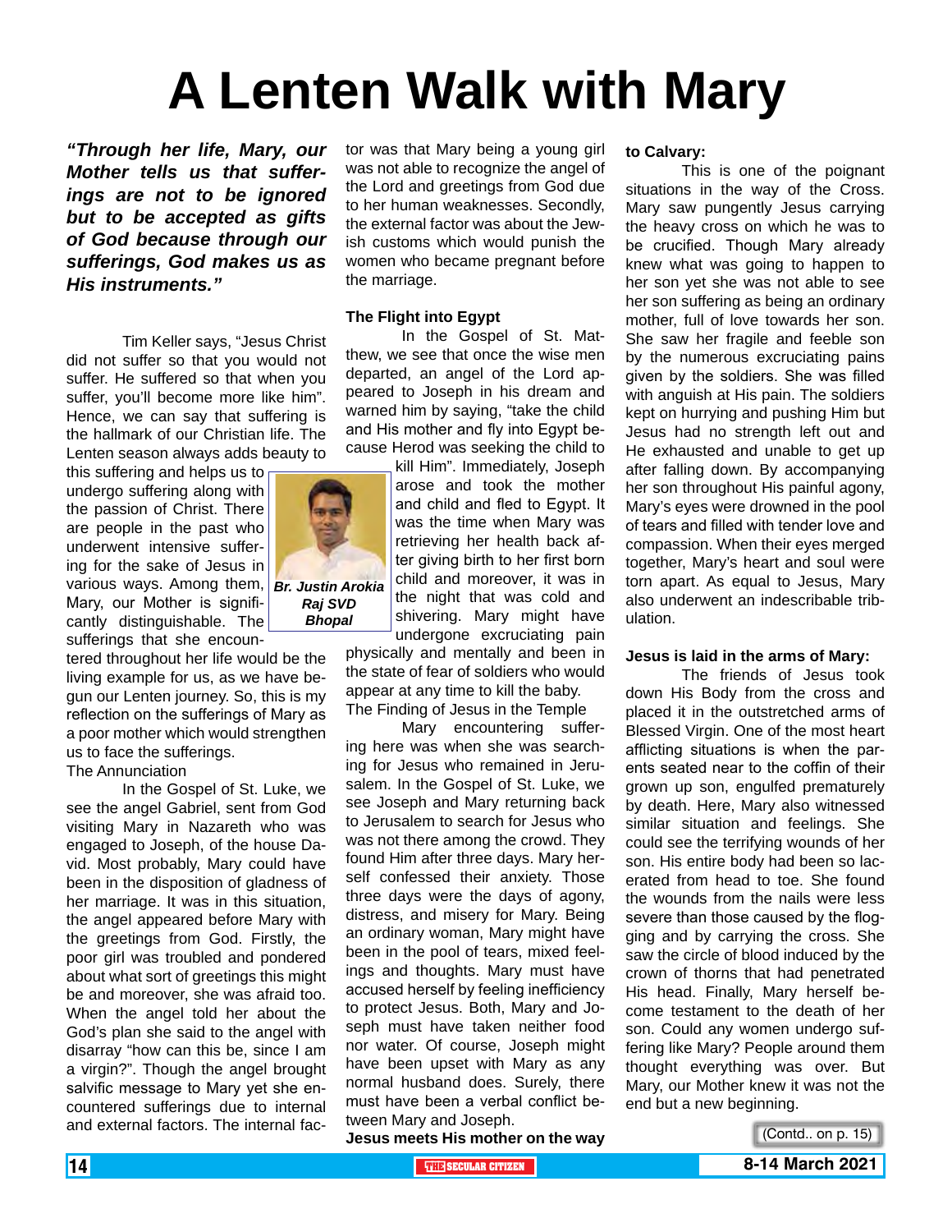# A Lenten Walk with Mary

***"Through her life, Mary, our Mother tells us that sufferings are not to be ignored but to be accepted as gifts of God because through our sufferings, God makes us as His instruments."***

**Br. Justin Arokia Raj SVD**
**Bhopal**

Tim Keller says, "Jesus Christ did not suffer so that you would not suffer. He suffered so that when you suffer, you'll become more like him". Hence, we can say that suffering is the hallmark of our Christian life. The Lenten season always adds beauty to this suffering and helps us to undergo suffering along with the passion of Christ. There are people in the past who underwent intensive suffering for the sake of Jesus in various ways. Among them, Mary, our Mother is significantly distinguishable. The sufferings that she encountered throughout her life would be the living example for us, as we have begun our Lenten journey. So, this is my reflection on the sufferings of Mary as a poor mother which would strengthen us to face the sufferings.

The Annunciation

In the Gospel of St. Luke, we see the angel Gabriel, sent from God visiting Mary in Nazareth who was engaged to Joseph, of the house David. Most probably, Mary could have been in the disposition of gladness of her marriage. It was in this situation, the angel appeared before Mary with the greetings from God. Firstly, the poor girl was troubled and pondered about what sort of greetings this might be and moreover, she was afraid too. When the angel told her about the God's plan she said to the angel with disarray "how can this be, since I am a virgin?". Though the angel brought salvific message to Mary yet she encountered sufferings due to internal and external factors. The internal factor was that Mary being a young girl was not able to recognize the angel of the Lord and greetings from God due to her human weaknesses. Secondly, the external factor was about the Jewish customs which would punish the women who became pregnant before the marriage.

**The Flight into Egypt**

In the Gospel of St. Matthew, we see that once the wise men departed, an angel of the Lord appeared to Joseph in his dream and warned him by saying, "take the child and His mother and fly into Egypt because Herod was seeking the child to kill Him". Immediately, Joseph arose and took the mother and child and fled to Egypt. It was the time when Mary was retrieving her health back after giving birth to her first born child and moreover, it was in the night that was cold and shivering. Mary might have undergone excruciating pain physically and mentally and been in the state of fear of soldiers who would appear at any time to kill the baby.

The Finding of Jesus in the Temple

Mary encountering suffering here was when she was searching for Jesus who remained in Jerusalem. In the Gospel of St. Luke, we see Joseph and Mary returning back to Jerusalem to search for Jesus who was not there among the crowd. They found Him after three days. Mary herself confessed their anxiety. Those three days were the days of agony, distress, and misery for Mary. Being an ordinary woman, Mary might have been in the pool of tears, mixed feelings and thoughts. Mary must have accused herself by feeling inefficiency to protect Jesus. Both, Mary and Joseph must have taken neither food nor water. Of course, Joseph might have been upset with Mary as any normal husband does. Surely, there must have been a verbal conflict between Mary and Joseph.

**Jesus meets His mother on the way to Calvary:**

This is one of the poignant situations in the way of the Cross. Mary saw pungently Jesus carrying the heavy cross on which he was to be crucified. Though Mary already knew what was going to happen to her son yet she was not able to see her son suffering as being an ordinary mother, full of love towards her son. She saw her fragile and feeble son by the numerous excruciating pains given by the soldiers. She was filled with anguish at His pain. The soldiers kept on hurrying and pushing Him but Jesus had no strength left out and He exhausted and unable to get up after falling down. By accompanying her son throughout His painful agony, Mary's eyes were drowned in the pool of tears and filled with tender love and compassion. When their eyes merged together, Mary's heart and soul were torn apart. As equal to Jesus, Mary also underwent an indescribable tribulation.

**Jesus is laid in the arms of Mary:**

The friends of Jesus took down His Body from the cross and placed it in the outstretched arms of Blessed Virgin. One of the most heart afflicting situations is when the parents seated near to the coffin of their grown up son, engulfed prematurely by death. Here, Mary also witnessed similar situation and feelings. She could see the terrifying wounds of her son. His entire body had been so lacerated from head to toe. She found the wounds from the nails were less severe than those caused by the flogging and by carrying the cross. She saw the circle of blood induced by the crown of thorns that had penetrated His head. Finally, Mary herself become testament to the death of her son. Could any women undergo suffering like Mary? People around them thought everything was over. But Mary, our Mother knew it was not the end but a new beginning.

(Contd.. on p. 15)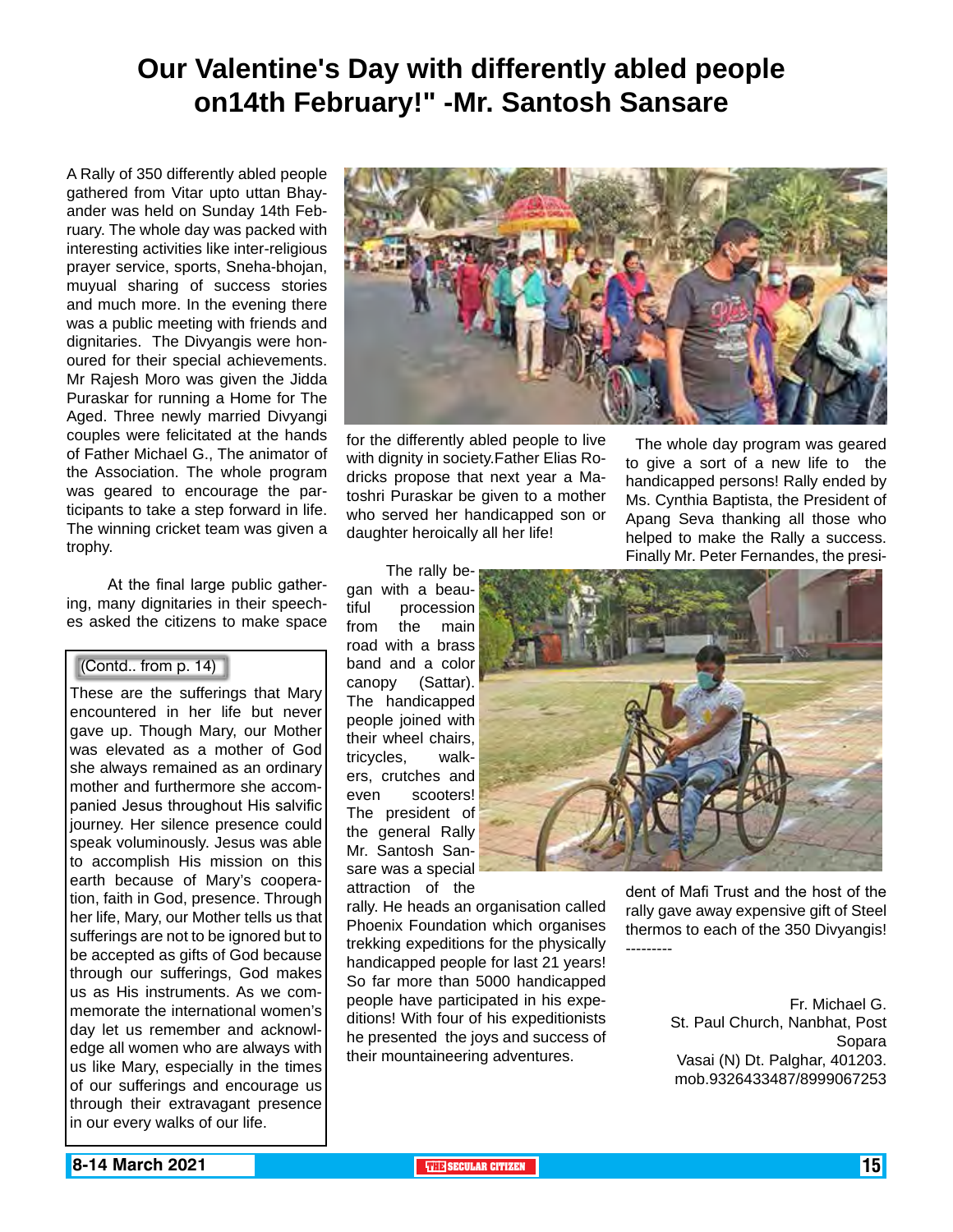# Our Valentine's Day with differently abled people on14th February!" -Mr. Santosh Sansare

A Rally of 350 differently abled people gathered from Vitar upto uttan Bhayander was held on Sunday 14th February. The whole day was packed with interesting activities like inter-religious prayer service, sports, Sneha-bhojan, muyual sharing of success stories and much more. In the evening there was a public meeting with friends and dignitaries. The Divyangis were honoured for their special achievements. Mr Rajesh Moro was given the Jidda Puraskar for running a Home for The Aged. Three newly married Divyangi couples were felicitated at the hands of Father Michael G., The animator of the Association. The whole program was geared to encourage the participants to take a step forward in life. The winning cricket team was given a trophy.

At the final large public gathering, many dignitaries in their speeches asked the citizens to make space for the differently abled people to live with dignity in society.Father Elias Rodricks propose that next year a Matoshri Puraskar be given to a mother who served her handicapped son or daughter heroically all her life!

The rally began with a beautiful procession from the main road with a brass band and a color canopy (Sattar). The handicapped people joined with their wheel chairs, tricycles, walkers, crutches and even scooters! The president of the general Rally Mr. Santosh Sansare was a special attraction of the rally. He heads an organisation called Phoenix Foundation which organises trekking expeditions for the physically handicapped people for last 21 years! So far more than 5000 handicapped people have participated in his expeditions! With four of his expeditionists he presented the joys and success of their mountaineering adventures.

The whole day program was geared to give a sort of a new life to the handicapped persons! Rally ended by Ms. Cynthia Baptista, the President of Apang Seva thanking all those who helped to make the Rally a success. Finally Mr. Peter Fernandes, the president of Mafi Trust and the host of the rally gave away expensive gift of Steel thermos to each of the 350 Divyangis!

---------

Fr. Michael G.
St. Paul Church, Nanbhat, Post Sopara
Vasai (N) Dt. Palghar, 401203.
mob.9326433487/8999067253

---

(Contd.. from p. 14)

These are the sufferings that Mary encountered in her life but never gave up. Though Mary, our Mother was elevated as a mother of God she always remained as an ordinary mother and furthermore she accompanied Jesus throughout His salvific journey. Her silence presence could speak voluminously. Jesus was able to accomplish His mission on this earth because of Mary's cooperation, faith in God, presence. Through her life, Mary, our Mother tells us that sufferings are not to be ignored but to be accepted as gifts of God because through our sufferings, God makes us as His instruments. As we commemorate the international women's day let us remember and acknowledge all women who are always with us like Mary, especially in the times of our sufferings and encourage us through their extravagant presence in our every walks of our life.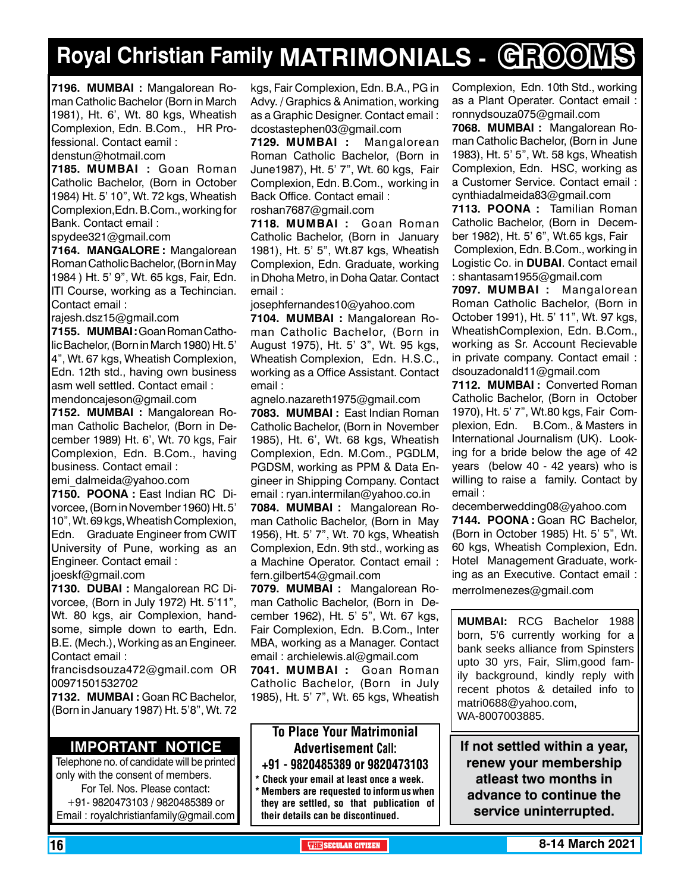# Royal Christian Family MATRIMONIALS - GROOMS

**7196. MUMBAI :** Mangalorean Roman Catholic Bachelor (Born in March 1981), Ht. 6', Wt. 80 kgs, Wheatish Complexion, Edn. B.Com., HR Professional. Contact eamil : denstun@hotmail.com

**7185. MUMBAI :** Goan Roman Catholic Bachelor, (Born in October 1984) Ht. 5' 10", Wt. 72 kgs, Wheatish Complexion,Edn. B.Com., working for Bank. Contact email : spydee321@gmail.com

**7164. MANGALORE :** Mangalorean Roman Catholic Bachelor, (Born in May 1984 ) Ht. 5' 9", Wt. 65 kgs, Fair, Edn. ITI Course, working as a Techincian. Contact email : rajesh.dsz15@gmail.com

**7155. MUMBAI :** Goan Roman Catholic Bachelor, (Born in March 1980) Ht. 5' 4", Wt. 67 kgs, Wheatish Complexion, Edn. 12th std., having own business asm well settled. Contact email : mendoncajeson@gmail.com

**7152. MUMBAI :** Mangalorean Roman Catholic Bachelor, (Born in December 1989) Ht. 6', Wt. 70 kgs, Fair Complexion, Edn. B.Com., having business. Contact email : emi_dalmeida@yahoo.com

**7150. POONA :** East Indian RC Divorcee, (Born in November 1960) Ht. 5' 10", Wt. 69 kgs, Wheatish Complexion, Edn. Graduate Engineer from CWIT University of Pune, working as an Engineer. Contact email : joeskf@gmail.com

**7130. DUBAI :** Mangalorean RC Divorcee, (Born in July 1972) Ht. 5'11", Wt. 80 kgs, air Complexion, handsome, simple down to earth, Edn. B.E. (Mech.), Working as an Engineer. Contact email : francisdsouza472@gmail.com OR 00971501532702

**7132. MUMBAI :** Goan RC Bachelor, (Born in January 1987) Ht. 5'8", Wt. 72 kgs, Fair Complexion, Edn. B.A., PG in Advy. / Graphics & Animation, working as a Graphic Designer. Contact email : dcostastephen03@gmail.com

**7129. MUMBAI :** Mangalorean Roman Catholic Bachelor, (Born in June1987), Ht. 5' 7", Wt. 60 kgs, Fair Complexion, Edn. B.Com., working in Back Office. Contact email : roshan7687@gmail.com

**7118. MUMBAI :** Goan Roman Catholic Bachelor, (Born in January 1981), Ht. 5' 5", Wt.87 kgs, Wheatish Complexion, Edn. Graduate, working in Dhoha Metro, in Doha Qatar. Contact email : josephfernandes10@yahoo.com

**7104. MUMBAI :** Mangalorean Roman Catholic Bachelor, (Born in August 1975), Ht. 5' 3", Wt. 95 kgs, Wheatish Complexion, Edn. H.S.C., working as a Office Assistant. Contact email : agnelo.nazareth1975@gmail.com

**7083. MUMBAI :** East Indian Roman Catholic Bachelor, (Born in November 1985), Ht. 6', Wt. 68 kgs, Wheatish Complexion, Edn. M.Com., PGDLM, PGDSM, working as PPM & Data Engineer in Shipping Company. Contact email : ryan.intermilan@yahoo.co.in

**7084. MUMBAI :** Mangalorean Roman Catholic Bachelor, (Born in May 1956), Ht. 5' 7", Wt. 70 kgs, Wheatish Complexion, Edn. 9th std., working as a Machine Operator. Contact email : fern.gilbert54@gmail.com

**7079. MUMBAI :** Mangalorean Roman Catholic Bachelor, (Born in December 1962), Ht. 5' 5", Wt. 67 kgs, Fair Complexion, Edn. B.Com., Inter MBA, working as a Manager. Contact email : archielewis.al@gmail.com

**7041. MUMBAI :** Goan Roman Catholic Bachelor, (Born in July 1985), Ht. 5' 7", Wt. 65 kgs, Wheatish Complexion, Edn. 10th Std., working as a Plant Operater. Contact email : ronnydsouza075@gmail.com

**7068. MUMBAI :** Mangalorean Roman Catholic Bachelor, (Born in June 1983), Ht. 5' 5", Wt. 58 kgs, Wheatish Complexion, Edn. HSC, working as a Customer Service. Contact email : cynthiadalmeida83@gmail.com

**7113. POONA :** Tamilian Roman Catholic Bachelor, (Born in December 1982), Ht. 5' 6", Wt.65 kgs, Fair Complexion, Edn. B.Com., working in Logistic Co. in **DUBAI**. Contact email : shantasam1955@gmail.com

**7097. MUMBAI :** Mangalorean Roman Catholic Bachelor, (Born in October 1991), Ht. 5' 11", Wt. 97 kgs, WheatishComplexion, Edn. B.Com., working as Sr. Account Recievable in private company. Contact email : dsouzadonald11@gmail.com

**7112. MUMBAI :** Converted Roman Catholic Bachelor, (Born in October 1970), Ht. 5' 7", Wt.80 kgs, Fair Complexion, Edn. B.Com., & Masters in International Journalism (UK). Looking for a bride below the age of 42 years (below 40 - 42 years) who is willing to raise a family. Contact by email : decemberwedding08@yahoo.com

**7144. POONA :** Goan RC Bachelor, (Born in October 1985) Ht. 5' 5", Wt. 60 kgs, Wheatish Complexion, Edn. Hotel Management Graduate, working as an Executive. Contact email : merrolmenezes@gmail.com

**MUMBAI:** RCG Bachelor 1988 born, 5'6 currently working for a bank seeks alliance from Spinsters upto 30 yrs, Fair, Slim,good family background, kindly reply with recent photos & detailed info to matri0688@yahoo.com, WA-8007003885.

## IMPORTANT NOTICE

Telephone no. of candidate will be printed only with the consent of members.
For Tel. Nos. Please contact:
+91- 9820473103 / 9820485389 or
Email : royalchristianfamily@gmail.com

**To Place Your Matrimonial Advertisement Call:**
**+91 - 9820485389 or 9820473103**

- Check your email at least once a week.
- Members are requested to inform us when they are settled, so that publication of their details can be discontinued.

**If not settled within a year, renew your membership atleast two months in advance to continue the service uninterrupted.**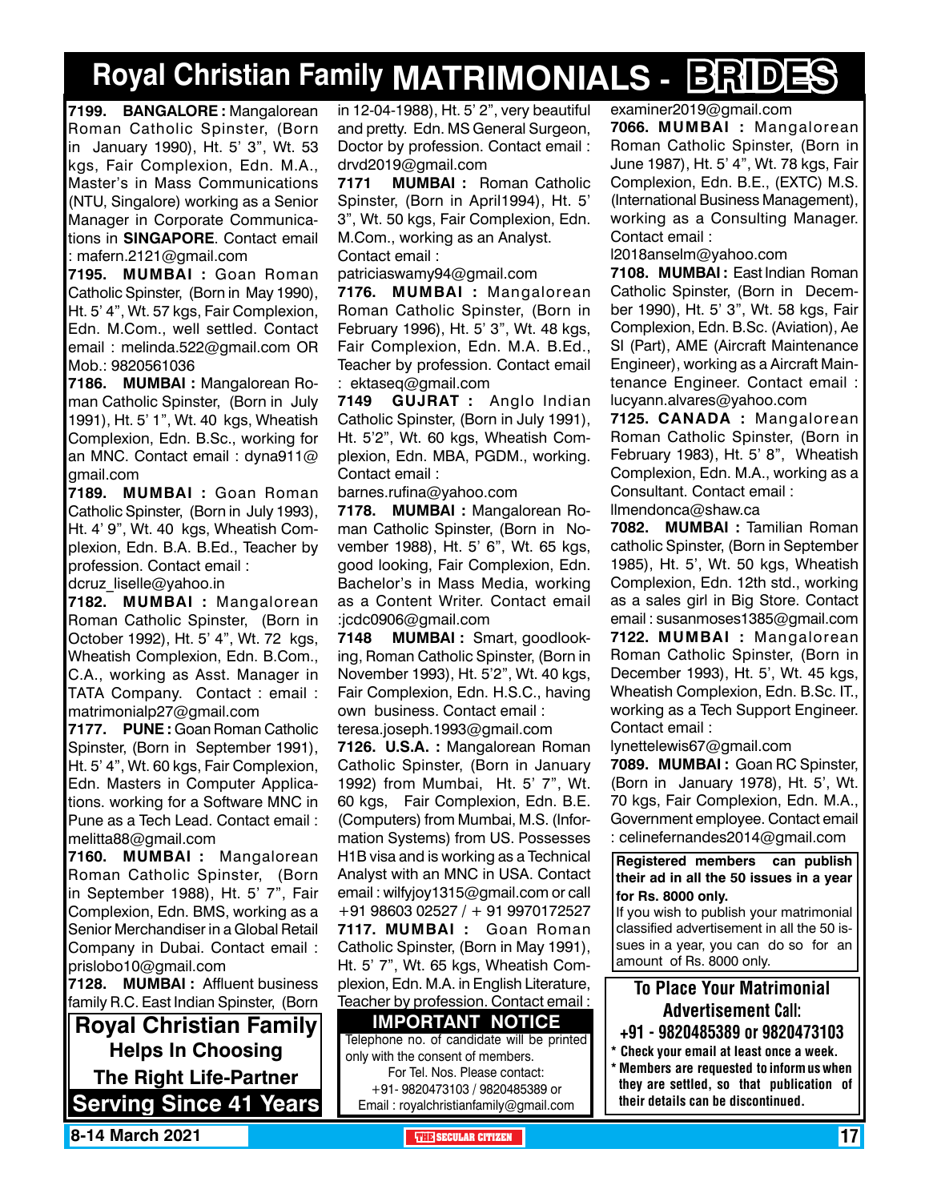# Royal Christian Family MATRIMONIALS - BRIDES

**7199. BANGALORE :** Mangalorean Roman Catholic Spinster, (Born in January 1990), Ht. 5' 3", Wt. 53 kgs, Fair Complexion, Edn. M.A., Master's in Mass Communications (NTU, Singalore) working as a Senior Manager in Corporate Communications in **SINGAPORE**. Contact email : mafern.2121@gmail.com

**7195. MUMBAI :** Goan Roman Catholic Spinster, (Born in May 1990), Ht. 5' 4", Wt. 57 kgs, Fair Complexion, Edn. M.Com., well settled. Contact email : melinda.522@gmail.com OR Mob.: 9820561036

**7186. MUMBAI :** Mangalorean Roman Catholic Spinster, (Born in July 1991), Ht. 5' 1", Wt. 40 kgs, Wheatish Complexion, Edn. B.Sc., working for an MNC. Contact email : dyna911@gmail.com

**7189. MUMBAI :** Goan Roman Catholic Spinster, (Born in July 1993), Ht. 4' 9", Wt. 40 kgs, Wheatish Complexion, Edn. B.A. B.Ed., Teacher by profession. Contact email : dcruz_liselle@yahoo.in

**7182. MUMBAI :** Mangalorean Roman Catholic Spinster, (Born in October 1992), Ht. 5' 4", Wt. 72 kgs, Wheatish Complexion, Edn. B.Com., C.A., working as Asst. Manager in TATA Company. Contact : email : matrimonialp27@gmail.com

**7177. PUNE :** Goan Roman Catholic Spinster, (Born in September 1991), Ht. 5' 4", Wt. 60 kgs, Fair Complexion, Edn. Masters in Computer Applications. working for a Software MNC in Pune as a Tech Lead. Contact email : melitta88@gmail.com

**7160. MUMBAI :** Mangalorean Roman Catholic Spinster, (Born in September 1988), Ht. 5' 7", Fair Complexion, Edn. BMS, working as a Senior Merchandiser in a Global Retail Company in Dubai. Contact email : prislobo10@gmail.com

**7128. MUMBAI :** Affluent business family R.C. East Indian Spinster, (Born in 12-04-1988), Ht. 5' 2", very beautiful and pretty. Edn. MS General Surgeon, Doctor by profession. Contact email : drvd2019@gmail.com

**7171 MUMBAI :** Roman Catholic Spinster, (Born in April1994), Ht. 5' 3", Wt. 50 kgs, Fair Complexion, Edn. M.Com., working as an Analyst. Contact email : patriciaswamy94@gmail.com

**7176. MUMBAI :** Mangalorean Roman Catholic Spinster, (Born in February 1996), Ht. 5' 3", Wt. 48 kgs, Fair Complexion, Edn. M.A. B.Ed., Teacher by profession. Contact email : ektaseq@gmail.com

**7149 GUJRAT :** Anglo Indian Catholic Spinster, (Born in July 1991), Ht. 5'2", Wt. 60 kgs, Wheatish Complexion, Edn. MBA, PGDM., working. Contact email : barnes.rufina@yahoo.com

**7178. MUMBAI :** Mangalorean Roman Catholic Spinster, (Born in November 1988), Ht. 5' 6", Wt. 65 kgs, good looking, Fair Complexion, Edn. Bachelor's in Mass Media, working as a Content Writer. Contact email :jcdc0906@gmail.com

**7148 MUMBAI :** Smart, goodlooking, Roman Catholic Spinster, (Born in November 1993), Ht. 5'2", Wt. 40 kgs, Fair Complexion, Edn. H.S.C., having own business. Contact email : teresa.joseph.1993@gmail.com

**7126. U.S.A. :** Mangalorean Roman Catholic Spinster, (Born in January 1992) from Mumbai, Ht. 5' 7", Wt. 60 kgs, Fair Complexion, Edn. B.E. (Computers) from Mumbai, M.S. (Information Systems) from US. Possesses H1B visa and is working as a Technical Analyst with an MNC in USA. Contact email : wilfyjoy1315@gmail.com or call +91 98603 02527 / + 91 9970172527

**7117. MUMBAI :** Goan Roman Catholic Spinster, (Born in May 1991), Ht. 5' 7", Wt. 65 kgs, Wheatish Complexion, Edn. M.A. in English Literature, Teacher by profession. Contact email : examiner2019@gmail.com

**7066. MUMBAI :** Mangalorean Roman Catholic Spinster, (Born in June 1987), Ht. 5' 4", Wt. 78 kgs, Fair Complexion, Edn. B.E., (EXTC) M.S. (International Business Management), working as a Consulting Manager. Contact email : l2018anselm@yahoo.com

**7108. MUMBAI :** East Indian Roman Catholic Spinster, (Born in December 1990), Ht. 5' 3", Wt. 58 kgs, Fair Complexion, Edn. B.Sc. (Aviation), Ae SI (Part), AME (Aircraft Maintenance Engineer), working as a Aircraft Maintenance Engineer. Contact email : lucyann.alvares@yahoo.com

**7125. CANADA :** Mangalorean Roman Catholic Spinster, (Born in February 1983), Ht. 5' 8", Wheatish Complexion, Edn. M.A., working as a Consultant. Contact email : llmendonca@shaw.ca

**7082. MUMBAI :** Tamilian Roman catholic Spinster, (Born in September 1985), Ht. 5', Wt. 50 kgs, Wheatish Complexion, Edn. 12th std., working as a sales girl in Big Store. Contact email : susanmoses1385@gmail.com

**7122. MUMBAI :** Mangalorean Roman Catholic Spinster, (Born in December 1993), Ht. 5', Wt. 45 kgs, Wheatish Complexion, Edn. B.Sc. IT., working as a Tech Support Engineer. Contact email : lynettelewis67@gmail.com

**7089. MUMBAI :** Goan RC Spinster, (Born in January 1978), Ht. 5', Wt. 70 kgs, Fair Complexion, Edn. M.A., Government employee. Contact email : celinefernandes2014@gmail.com

**Registered members can publish their ad in all the 50 issues in a year for Rs. 8000 only.**
If you wish to publish your matrimonial classified advertisement in all the 50 issues in a year, you can do so for an amount of Rs. 8000 only.

## Royal Christian Family
**Helps In Choosing The Right Life-Partner**
**Serving Since 41 Years**

## IMPORTANT NOTICE
Telephone no. of candidate will be printed only with the consent of members.
For Tel. Nos. Please contact:
+91- 9820473103 / 9820485389 or
Email : royalchristianfamily@gmail.com

## To Place Your Matrimonial Advertisement Call:
**+91 - 9820485389 or 9820473103**
- **Check your email at least once a week.**
- **Members are requested to inform us when they are settled, so that publication of their details can be discontinued.**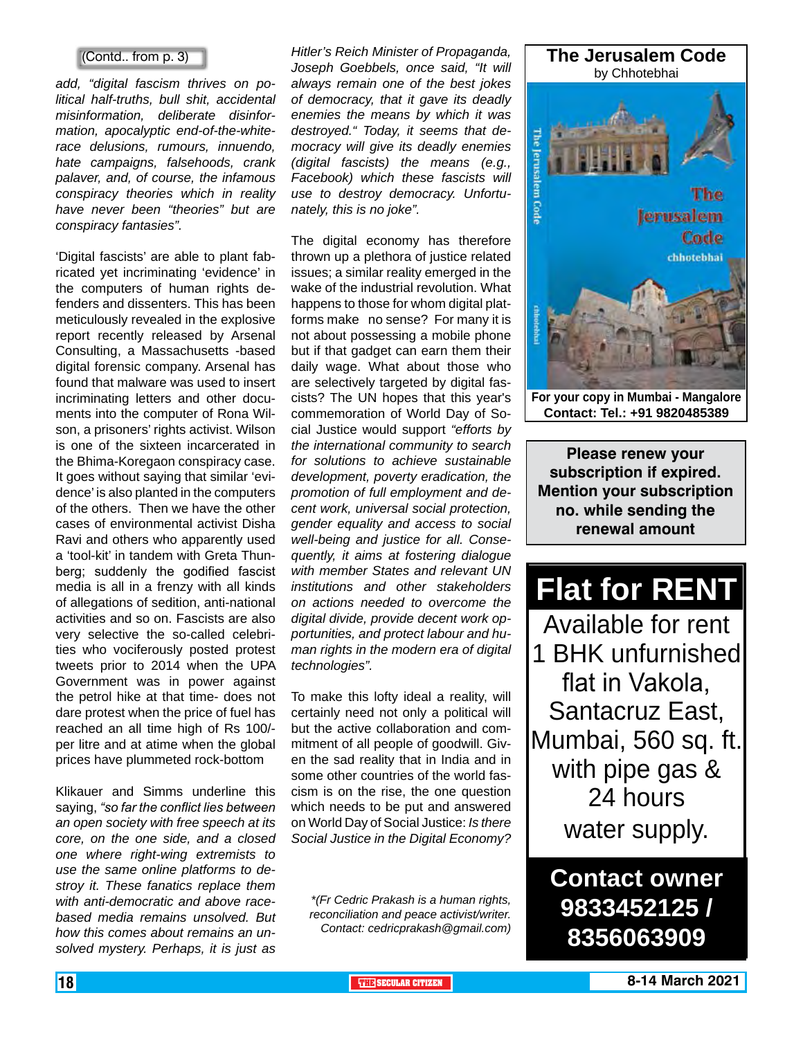(Contd.. from p. 3)

*add, "digital fascism thrives on political half-truths, bull shit, accidental misinformation, deliberate disinformation, apocalyptic end-of-the-white-race delusions, rumours, innuendo, hate campaigns, falsehoods, crank palaver, and, of course, the infamous conspiracy theories which in reality have never been "theories" but are conspiracy fantasies".*

'Digital fascists' are able to plant fabricated yet incriminating 'evidence' in the computers of human rights defenders and dissenters. This has been meticulously revealed in the explosive report recently released by Arsenal Consulting, a Massachusetts -based digital forensic company. Arsenal has found that malware was used to insert incriminating letters and other documents into the computer of Rona Wilson, a prisoners' rights activist. Wilson is one of the sixteen incarcerated in the Bhima-Koregaon conspiracy case. It goes without saying that similar 'evidence' is also planted in the computers of the others. Then we have the other cases of environmental activist Disha Ravi and others who apparently used a 'tool-kit' in tandem with Greta Thunberg; suddenly the godified fascist media is all in a frenzy with all kinds of allegations of sedition, anti-national activities and so on. Fascists are also very selective the so-called celebrities who vociferously posted protest tweets prior to 2014 when the UPA Government was in power against the petrol hike at that time- does not dare protest when the price of fuel has reached an all time high of Rs 100/- per litre and at atime when the global prices have plummeted rock-bottom

Klikauer and Simms underline this saying, *"so far the conflict lies between an open society with free speech at its core, on the one side, and a closed one where right-wing extremists to use the same online platforms to destroy it. These fanatics replace them with anti-democratic and above race-based media remains unsolved. But how this comes about remains an unsolved mystery. Perhaps, it is just as Hitler's Reich Minister of Propaganda, Joseph Goebbels, once said, "It will always remain one of the best jokes of democracy, that it gave its deadly enemies the means by which it was destroyed." Today, it seems that democracy will give its deadly enemies (digital fascists) the means (e.g., Facebook) which these fascists will use to destroy democracy. Unfortunately, this is no joke".*

The digital economy has therefore thrown up a plethora of justice related issues; a similar reality emerged in the wake of the industrial revolution. What happens to those for whom digital platforms make no sense? For many it is not about possessing a mobile phone but if that gadget can earn them their daily wage. What about those who are selectively targeted by digital fascists? The UN hopes that this year's commemoration of World Day of Social Justice would support *"efforts by the international community to search for solutions to achieve sustainable development, poverty eradication, the promotion of full employment and decent work, universal social protection, gender equality and access to social well-being and justice for all. Consequently, it aims at fostering dialogue with member States and relevant UN institutions and other stakeholders on actions needed to overcome the digital divide, provide decent work opportunities, and protect labour and human rights in the modern era of digital technologies".*

To make this lofty ideal a reality, will certainly need not only a political will but the active collaboration and commitment of all people of goodwill. Given the sad reality that in India and in some other countries of the world fascism is on the rise, the one question which needs to be put and answered on World Day of Social Justice: *Is there Social Justice in the Digital Economy?*

*\*(Fr Cedric Prakash is a human rights, reconciliation and peace activist/writer. Contact: cedricprakash@gmail.com)*

---

**The Jerusalem Code**
by Chhotebhai

**For your copy in Mumbai - Mangalore**
**Contact: Tel.: +91 9820485389**

---

**Please renew your subscription if expired. Mention your subscription no. while sending the renewal amount**

---

# Flat for RENT

Available for rent 1 BHK unfurnished flat in Vakola, Santacruz East, Mumbai, 560 sq. ft. with pipe gas & 24 hours water supply.

**Contact owner 9833452125 / 8356063909**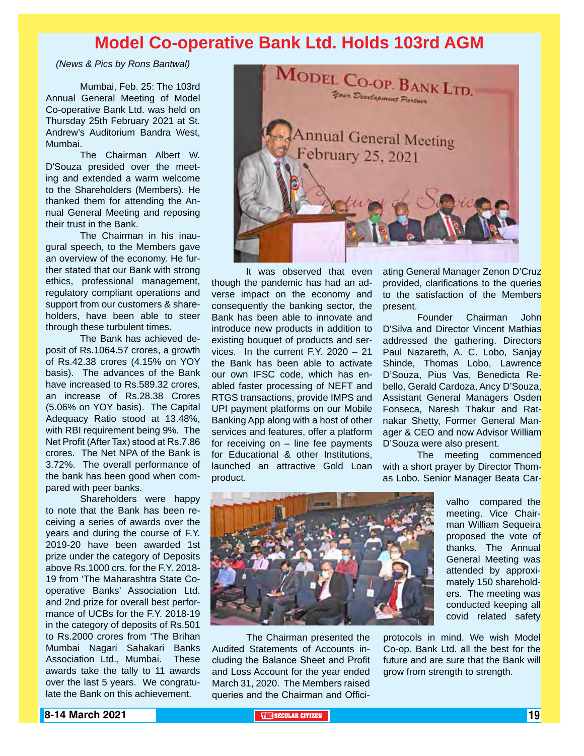# Model Co-operative Bank Ltd. Holds 103rd AGM

*(News & Pics by Rons Bantwal)*

Mumbai, Feb. 25: The 103rd Annual General Meeting of Model Co-operative Bank Ltd. was held on Thursday 25th February 2021 at St. Andrew's Auditorium Bandra West, Mumbai.

The Chairman Albert W. D'Souza presided over the meeting and extended a warm welcome to the Shareholders (Members). He thanked them for attending the Annual General Meeting and reposing their trust in the Bank.

The Chairman in his inaugural speech, to the Members gave an overview of the economy. He further stated that our Bank with strong ethics, professional management, regulatory compliant operations and support from our customers & shareholders, have been able to steer through these turbulent times.

The Bank has achieved deposit of Rs.1064.57 crores, a growth of Rs.42.38 crores (4.15% on YOY basis). The advances of the Bank have increased to Rs.589.32 crores, an increase of Rs.28.38 Crores (5.06% on YOY basis). The Capital Adequacy Ratio stood at 13.48%, with RBI requirement being 9%. The Net Profit (After Tax) stood at Rs.7.86 crores. The Net NPA of the Bank is 3.72%. The overall performance of the bank has been good when compared with peer banks.

Shareholders were happy to note that the Bank has been receiving a series of awards over the years and during the course of F.Y. 2019-20 have been awarded 1st prize under the category of Deposits above Rs.1000 crs. for the F.Y. 2018-19 from 'The Maharashtra State Co-operative Banks' Association Ltd. and 2nd prize for overall best performance of UCBs for the F.Y. 2018-19 in the category of deposits of Rs.501 to Rs.2000 crores from 'The Brihan Mumbai Nagari Sahakari Banks Association Ltd., Mumbai. These awards take the tally to 11 awards over the last 5 years. We congratulate the Bank on this achievement.

It was observed that even though the pandemic has had an adverse impact on the economy and consequently the banking sector, the Bank has been able to innovate and introduce new products in addition to existing bouquet of products and services. In the current F.Y. 2020 – 21 the Bank has been able to activate our own IFSC code, which has enabled faster processing of NEFT and RTGS transactions, provide IMPS and UPI payment platforms on our Mobile Banking App along with a host of other services and features, offer a platform for receiving on – line fee payments for Educational & other Institutions, launched an attractive Gold Loan product.

The Chairman presented the Audited Statements of Accounts including the Balance Sheet and Profit and Loss Account for the year ended March 31, 2020. The Members raised queries and the Chairman and Officiating General Manager Zenon D'Cruz provided, clarifications to the queries to the satisfaction of the Members present.

Founder Chairman John D'Silva and Director Vincent Mathias addressed the gathering. Directors Paul Nazareth, A. C. Lobo, Sanjay Shinde, Thomas Lobo, Lawrence D'Souza, Pius Vas, Benedicta Rebello, Gerald Cardoza, Ancy D'Souza, Assistant General Managers Osden Fonseca, Naresh Thakur and Ratnakar Shetty, Former General Manager & CEO and now Advisor William D'Souza were also present.

The meeting commenced with a short prayer by Director Thomas Lobo. Senior Manager Beata Carvalho compared the meeting. Vice Chairman William Sequeira proposed the vote of thanks. The Annual General Meeting was attended by approximately 150 shareholders. The meeting was conducted keeping all covid related safety protocols in mind. We wish Model Co-op. Bank Ltd. all the best for the future and are sure that the Bank will grow from strength to strength.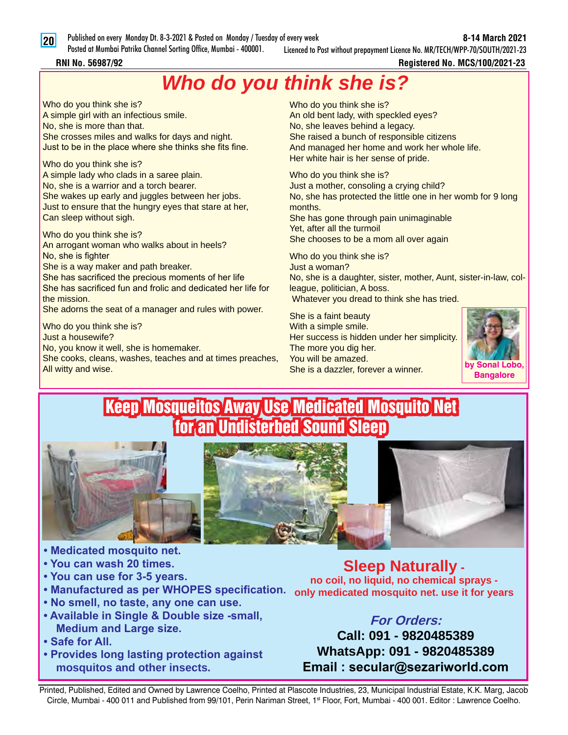# Who do you think she is?

Who do you think she is?
A simple girl with an infectious smile.
No, she is more than that.
She crosses miles and walks for days and night.
Just to be in the place where she thinks she fits fine.

Who do you think she is?
A simple lady who clads in a saree plain.
No, she is a warrior and a torch bearer.
She wakes up early and juggles between her jobs.
Just to ensure that the hungry eyes that stare at her,
Can sleep without sigh.

Who do you think she is?
An arrogant woman who walks about in heels?
No, she is fighter
She is a way maker and path breaker.
She has sacrificed the precious moments of her life
She has sacrificed fun and frolic and dedicated her life for the mission.
She adorns the seat of a manager and rules with power.

Who do you think she is?
Just a housewife?
No, you know it well, she is homemaker.
She cooks, cleans, washes, teaches and at times preaches,
All witty and wise.

Who do you think she is?
An old bent lady, with speckled eyes?
No, she leaves behind a legacy.
She raised a bunch of responsible citizens
And managed her home and work her whole life.
Her white hair is her sense of pride.

Who do you think she is?
Just a mother, consoling a crying child?
No, she has protected the little one in her womb for 9 long months.
She has gone through pain unimaginable
Yet, after all the turmoil
She chooses to be a mom all over again

Who do you think she is?
Just a woman?
No, she is a daughter, sister, mother, Aunt, sister-in-law, colleague, politician, A boss.
Whatever you dread to think she has tried.

She is a faint beauty
With a simple smile.
Her success is hidden under her simplicity.
The more you dig her.
You will be amazed.
She is a dazzler, forever a winner.

**by Sonal Lobo, Bangalore**

## Keep Mosqueitos Away Use Medicated Mosquito Net for an Undisterbed Sound Sleep

- **Medicated mosquito net.**
- **You can wash 20 times.**
- **You can use for 3-5 years.**
- **Manufactured as per WHOPES specification.**
- **No smell, no taste, any one can use.**
- **Available in Single & Double size -small, Medium and Large size.**
- **Safe for All.**
- **Provides long lasting protection against mosquitos and other insects.**

**Sleep Naturally -**
**no coil, no liquid, no chemical sprays - only medicated mosquito net. use it for years**

***For Orders:***
**Call: 091 - 9820485389**
**WhatsApp: 091 - 9820485389**
**Email : secular@sezariworld.com**

Printed, Published, Edited and Owned by Lawrence Coelho, Printed at Plascote Industries, 23, Municipal Industrial Estate, K.K. Marg, Jacob Circle, Mumbai - 400 011 and Published from 99/101, Perin Nariman Street, 1st Floor, Fort, Mumbai - 400 001. Editor : Lawrence Coelho.